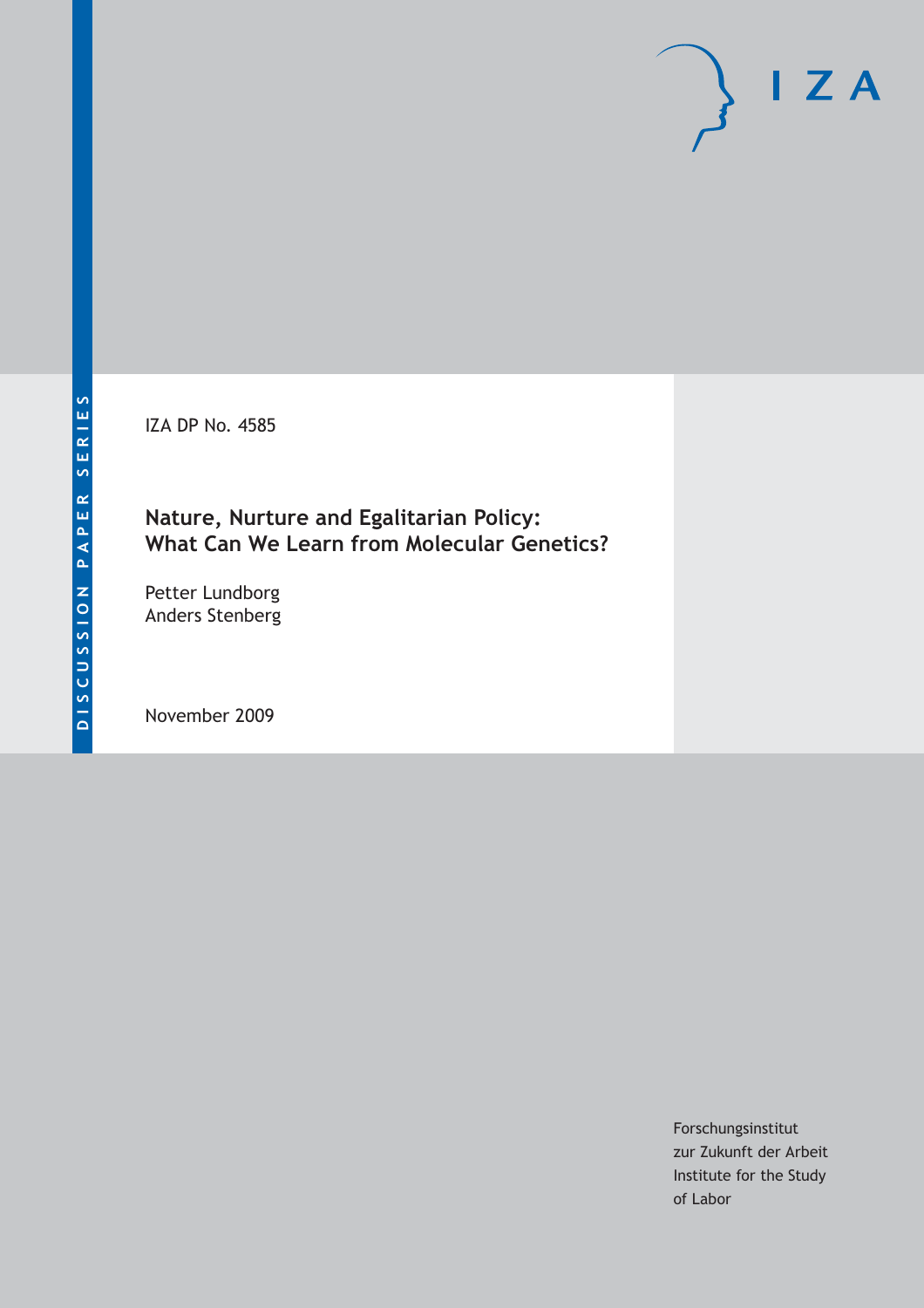DISCUSSION PAPER SERIES

IZA DP No. 4585

# Nature, Nurture and Egalitarian Policy: What Can We Learn from Molecular Genetics?

Petter Lundborg
Anders Stenberg

November 2009

Forschungsinstitut
zur Zukunft der Arbeit
Institute for the Study
of Labor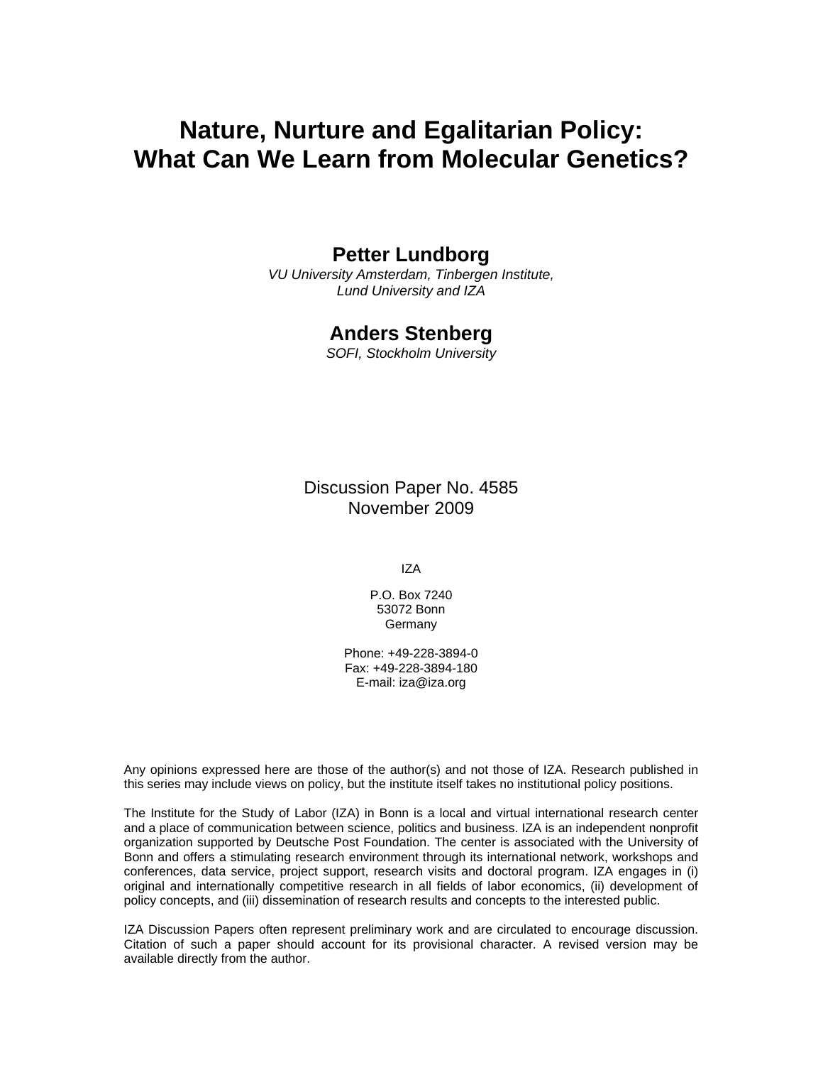# Nature, Nurture and Egalitarian Policy: What Can We Learn from Molecular Genetics?

**Petter Lundborg**

*VU University Amsterdam, Tinbergen Institute, Lund University and IZA*

**Anders Stenberg**

*SOFI, Stockholm University*

Discussion Paper No. 4585
November 2009

IZA

P.O. Box 7240
53072 Bonn
Germany

Phone: +49-228-3894-0
Fax: +49-228-3894-180
E-mail: iza@iza.org

Any opinions expressed here are those of the author(s) and not those of IZA. Research published in this series may include views on policy, but the institute itself takes no institutional policy positions.

The Institute for the Study of Labor (IZA) in Bonn is a local and virtual international research center and a place of communication between science, politics and business. IZA is an independent nonprofit organization supported by Deutsche Post Foundation. The center is associated with the University of Bonn and offers a stimulating research environment through its international network, workshops and conferences, data service, project support, research visits and doctoral program. IZA engages in (i) original and internationally competitive research in all fields of labor economics, (ii) development of policy concepts, and (iii) dissemination of research results and concepts to the interested public.

IZA Discussion Papers often represent preliminary work and are circulated to encourage discussion. Citation of such a paper should account for its provisional character. A revised version may be available directly from the author.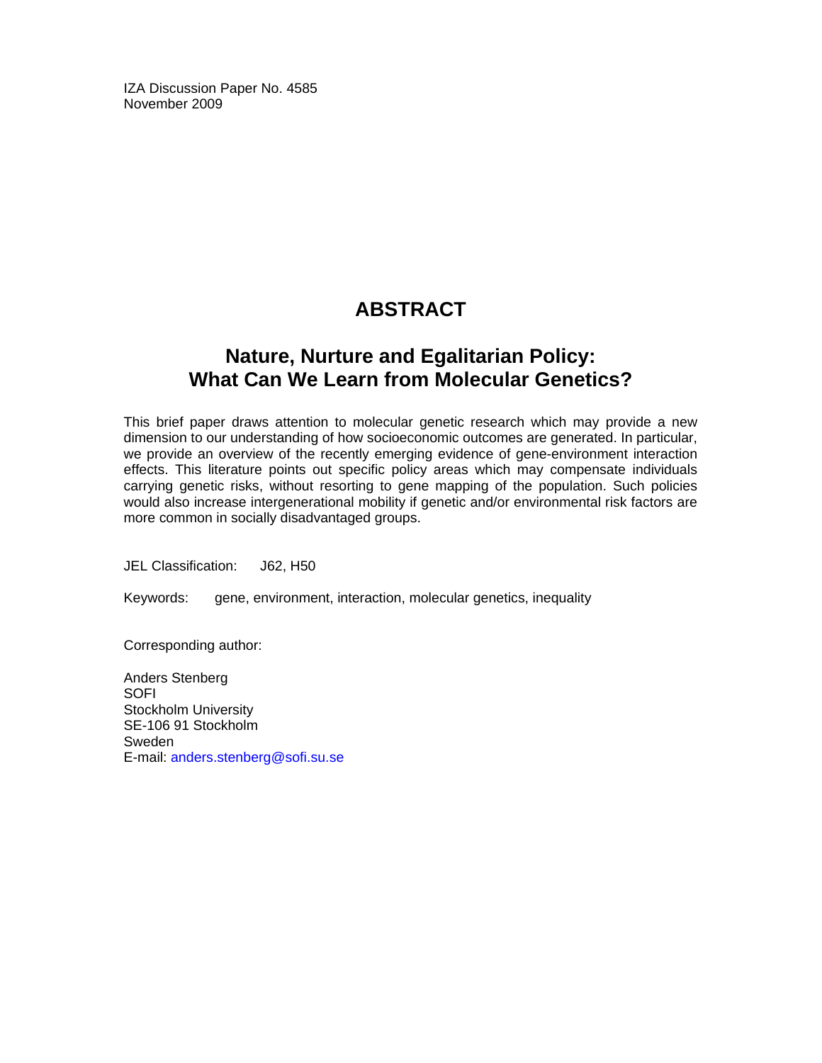IZA Discussion Paper No. 4585
November 2009

## ABSTRACT

## Nature, Nurture and Egalitarian Policy: What Can We Learn from Molecular Genetics?

This brief paper draws attention to molecular genetic research which may provide a new dimension to our understanding of how socioeconomic outcomes are generated. In particular, we provide an overview of the recently emerging evidence of gene-environment interaction effects. This literature points out specific policy areas which may compensate individuals carrying genetic risks, without resorting to gene mapping of the population. Such policies would also increase intergenerational mobility if genetic and/or environmental risk factors are more common in socially disadvantaged groups.

JEL Classification: J62, H50

Keywords: gene, environment, interaction, molecular genetics, inequality

Corresponding author:

Anders Stenberg
SOFI
Stockholm University
SE-106 91 Stockholm
Sweden
E-mail: anders.stenberg@sofi.su.se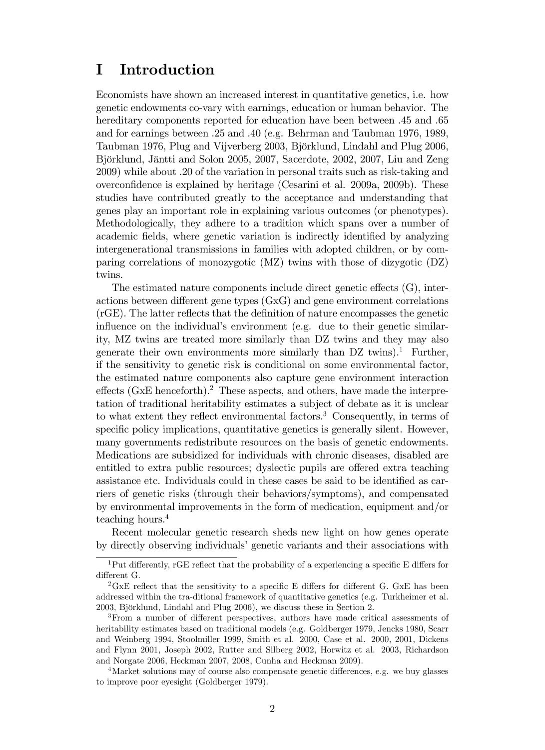# I Introduction

Economists have shown an increased interest in quantitative genetics, i.e. how genetic endowments co-vary with earnings, education or human behavior. The hereditary components reported for education have been between .45 and .65 and for earnings between .25 and .40 (e.g. Behrman and Taubman 1976, 1989, Taubman 1976, Plug and Vijverberg 2003, Björklund, Lindahl and Plug 2006, Björklund, Jäntti and Solon 2005, 2007, Sacerdote, 2002, 2007, Liu and Zeng 2009) while about .20 of the variation in personal traits such as risk-taking and overconfidence is explained by heritage (Cesarini et al. 2009a, 2009b). These studies have contributed greatly to the acceptance and understanding that genes play an important role in explaining various outcomes (or phenotypes). Methodologically, they adhere to a tradition which spans over a number of academic fields, where genetic variation is indirectly identified by analyzing intergenerational transmissions in families with adopted children, or by comparing correlations of monozygotic (MZ) twins with those of dizygotic (DZ) twins.

The estimated nature components include direct genetic effects (G), interactions between different gene types (GxG) and gene environment correlations (rGE). The latter reflects that the definition of nature encompasses the genetic influence on the individual's environment (e.g. due to their genetic similarity, MZ twins are treated more similarly than DZ twins and they may also generate their own environments more similarly than DZ twins).[1] Further, if the sensitivity to genetic risk is conditional on some environmental factor, the estimated nature components also capture gene environment interaction effects (GxE henceforth).[2] These aspects, and others, have made the interpretation of traditional heritability estimates a subject of debate as it is unclear to what extent they reflect environmental factors.[3] Consequently, in terms of specific policy implications, quantitative genetics is generally silent. However, many governments redistribute resources on the basis of genetic endowments. Medications are subsidized for individuals with chronic diseases, disabled are entitled to extra public resources; dyslectic pupils are offered extra teaching assistance etc. Individuals could in these cases be said to be identified as carriers of genetic risks (through their behaviors/symptoms), and compensated by environmental improvements in the form of medication, equipment and/or teaching hours.[4]

Recent molecular genetic research sheds new light on how genes operate by directly observing individuals' genetic variants and their associations with

---

[1] Put differently, rGE reflect that the probability of a experiencing a specific E differs for different G.

[2] GxE reflect that the sensitivity to a specific E differs for different G. GxE has been addressed within the tra-ditional framework of quantitative genetics (e.g. Turkheimer et al. 2003, Björklund, Lindahl and Plug 2006), we discuss these in Section 2.

[3] From a number of different perspectives, authors have made critical assessments of heritability estimates based on traditional models (e.g. Goldberger 1979, Jencks 1980, Scarr and Weinberg 1994, Stoolmiller 1999, Smith et al. 2000, Case et al. 2000, 2001, Dickens and Flynn 2001, Joseph 2002, Rutter and Silberg 2002, Horwitz et al. 2003, Richardson and Norgate 2006, Heckman 2007, 2008, Cunha and Heckman 2009).

[4] Market solutions may of course also compensate genetic differences, e.g. we buy glasses to improve poor eyesight (Goldberger 1979).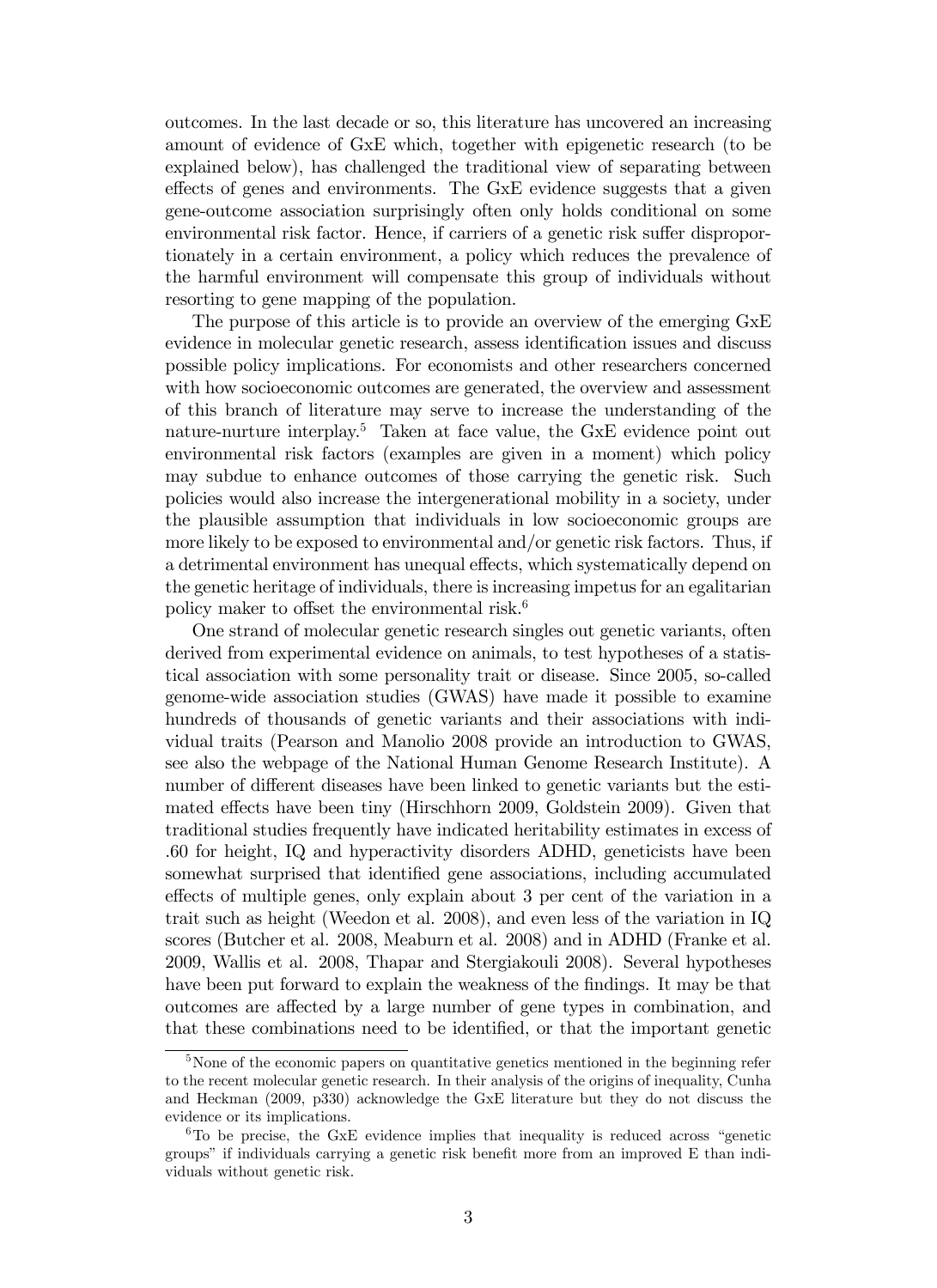outcomes. In the last decade or so, this literature has uncovered an increasing amount of evidence of GxE which, together with epigenetic research (to be explained below), has challenged the traditional view of separating between effects of genes and environments. The GxE evidence suggests that a given gene-outcome association surprisingly often only holds conditional on some environmental risk factor. Hence, if carriers of a genetic risk suffer disproportionately in a certain environment, a policy which reduces the prevalence of the harmful environment will compensate this group of individuals without resorting to gene mapping of the population.

The purpose of this article is to provide an overview of the emerging GxE evidence in molecular genetic research, assess identification issues and discuss possible policy implications. For economists and other researchers concerned with how socioeconomic outcomes are generated, the overview and assessment of this branch of literature may serve to increase the understanding of the nature-nurture interplay.[5] Taken at face value, the GxE evidence point out environmental risk factors (examples are given in a moment) which policy may subdue to enhance outcomes of those carrying the genetic risk. Such policies would also increase the intergenerational mobility in a society, under the plausible assumption that individuals in low socioeconomic groups are more likely to be exposed to environmental and/or genetic risk factors. Thus, if a detrimental environment has unequal effects, which systematically depend on the genetic heritage of individuals, there is increasing impetus for an egalitarian policy maker to offset the environmental risk.[6]

One strand of molecular genetic research singles out genetic variants, often derived from experimental evidence on animals, to test hypotheses of a statistical association with some personality trait or disease. Since 2005, so-called genome-wide association studies (GWAS) have made it possible to examine hundreds of thousands of genetic variants and their associations with individual traits (Pearson and Manolio 2008 provide an introduction to GWAS, see also the webpage of the National Human Genome Research Institute). A number of different diseases have been linked to genetic variants but the estimated effects have been tiny (Hirschhorn 2009, Goldstein 2009). Given that traditional studies frequently have indicated heritability estimates in excess of .60 for height, IQ and hyperactivity disorders ADHD, geneticists have been somewhat surprised that identified gene associations, including accumulated effects of multiple genes, only explain about 3 per cent of the variation in a trait such as height (Weedon et al. 2008), and even less of the variation in IQ scores (Butcher et al. 2008, Meaburn et al. 2008) and in ADHD (Franke et al. 2009, Wallis et al. 2008, Thapar and Stergiakouli 2008). Several hypotheses have been put forward to explain the weakness of the findings. It may be that outcomes are affected by a large number of gene types in combination, and that these combinations need to be identified, or that the important genetic

[5] None of the economic papers on quantitative genetics mentioned in the beginning refer to the recent molecular genetic research. In their analysis of the origins of inequality, Cunha and Heckman (2009, p330) acknowledge the GxE literature but they do not discuss the evidence or its implications.

[6] To be precise, the GxE evidence implies that inequality is reduced across "genetic groups" if individuals carrying a genetic risk benefit more from an improved E than individuals without genetic risk.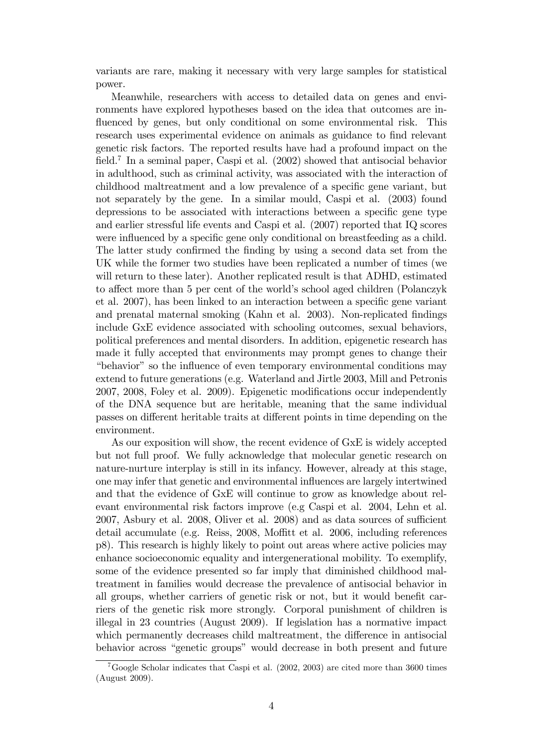variants are rare, making it necessary with very large samples for statistical power.

Meanwhile, researchers with access to detailed data on genes and environments have explored hypotheses based on the idea that outcomes are influenced by genes, but only conditional on some environmental risk. This research uses experimental evidence on animals as guidance to find relevant genetic risk factors. The reported results have had a profound impact on the field.[7] In a seminal paper, Caspi et al. (2002) showed that antisocial behavior in adulthood, such as criminal activity, was associated with the interaction of childhood maltreatment and a low prevalence of a specific gene variant, but not separately by the gene. In a similar mould, Caspi et al. (2003) found depressions to be associated with interactions between a specific gene type and earlier stressful life events and Caspi et al. (2007) reported that IQ scores were influenced by a specific gene only conditional on breastfeeding as a child. The latter study confirmed the finding by using a second data set from the UK while the former two studies have been replicated a number of times (we will return to these later). Another replicated result is that ADHD, estimated to affect more than 5 per cent of the world's school aged children (Polanczyk et al. 2007), has been linked to an interaction between a specific gene variant and prenatal maternal smoking (Kahn et al. 2003). Non-replicated findings include GxE evidence associated with schooling outcomes, sexual behaviors, political preferences and mental disorders. In addition, epigenetic research has made it fully accepted that environments may prompt genes to change their "behavior" so the influence of even temporary environmental conditions may extend to future generations (e.g. Waterland and Jirtle 2003, Mill and Petronis 2007, 2008, Foley et al. 2009). Epigenetic modifications occur independently of the DNA sequence but are heritable, meaning that the same individual passes on different heritable traits at different points in time depending on the environment.

As our exposition will show, the recent evidence of GxE is widely accepted but not full proof. We fully acknowledge that molecular genetic research on nature-nurture interplay is still in its infancy. However, already at this stage, one may infer that genetic and environmental influences are largely intertwined and that the evidence of GxE will continue to grow as knowledge about relevant environmental risk factors improve (e.g Caspi et al. 2004, Lehn et al. 2007, Asbury et al. 2008, Oliver et al. 2008) and as data sources of sufficient detail accumulate (e.g. Reiss, 2008, Moffitt et al. 2006, including references p8). This research is highly likely to point out areas where active policies may enhance socioeconomic equality and intergenerational mobility. To exemplify, some of the evidence presented so far imply that diminished childhood maltreatment in families would decrease the prevalence of antisocial behavior in all groups, whether carriers of genetic risk or not, but it would benefit carriers of the genetic risk more strongly. Corporal punishment of children is illegal in 23 countries (August 2009). If legislation has a normative impact which permanently decreases child maltreatment, the difference in antisocial behavior across "genetic groups" would decrease in both present and future

[7] Google Scholar indicates that Caspi et al. (2002, 2003) are cited more than 3600 times (August 2009).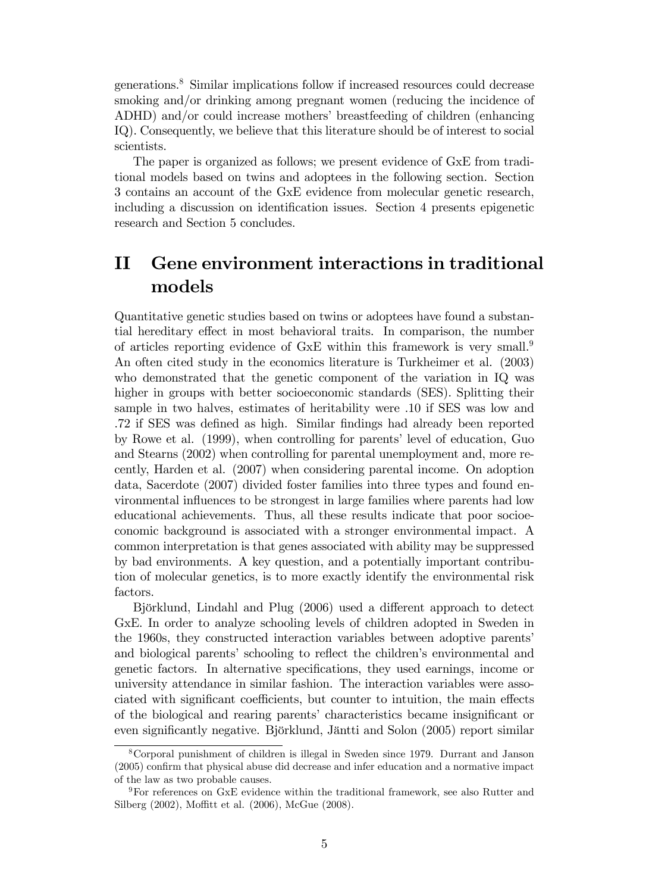generations.[8] Similar implications follow if increased resources could decrease smoking and/or drinking among pregnant women (reducing the incidence of ADHD) and/or could increase mothers' breastfeeding of children (enhancing IQ). Consequently, we believe that this literature should be of interest to social scientists.

The paper is organized as follows; we present evidence of GxE from traditional models based on twins and adoptees in the following section. Section 3 contains an account of the GxE evidence from molecular genetic research, including a discussion on identification issues. Section 4 presents epigenetic research and Section 5 concludes.

# II Gene environment interactions in traditional models

Quantitative genetic studies based on twins or adoptees have found a substantial hereditary effect in most behavioral traits. In comparison, the number of articles reporting evidence of GxE within this framework is very small.[9] An often cited study in the economics literature is Turkheimer et al. (2003) who demonstrated that the genetic component of the variation in IQ was higher in groups with better socioeconomic standards (SES). Splitting their sample in two halves, estimates of heritability were .10 if SES was low and .72 if SES was defined as high. Similar findings had already been reported by Rowe et al. (1999), when controlling for parents' level of education, Guo and Stearns (2002) when controlling for parental unemployment and, more recently, Harden et al. (2007) when considering parental income. On adoption data, Sacerdote (2007) divided foster families into three types and found environmental influences to be strongest in large families where parents had low educational achievements. Thus, all these results indicate that poor socioeconomic background is associated with a stronger environmental impact. A common interpretation is that genes associated with ability may be suppressed by bad environments. A key question, and a potentially important contribution of molecular genetics, is to more exactly identify the environmental risk factors.

Björklund, Lindahl and Plug (2006) used a different approach to detect GxE. In order to analyze schooling levels of children adopted in Sweden in the 1960s, they constructed interaction variables between adoptive parents' and biological parents' schooling to reflect the children's environmental and genetic factors. In alternative specifications, they used earnings, income or university attendance in similar fashion. The interaction variables were associated with significant coefficients, but counter to intuition, the main effects of the biological and rearing parents' characteristics became insignificant or even significantly negative. Björklund, Jäntti and Solon (2005) report similar

[8] Corporal punishment of children is illegal in Sweden since 1979. Durrant and Janson (2005) confirm that physical abuse did decrease and infer education and a normative impact of the law as two probable causes.

[9] For references on GxE evidence within the traditional framework, see also Rutter and Silberg (2002), Moffitt et al. (2006), McGue (2008).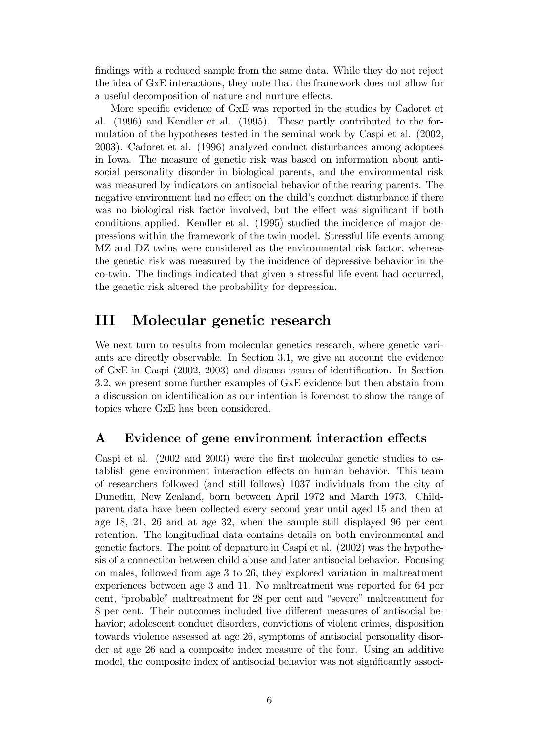findings with a reduced sample from the same data. While they do not reject the idea of GxE interactions, they note that the framework does not allow for a useful decomposition of nature and nurture effects.

More specific evidence of GxE was reported in the studies by Cadoret et al. (1996) and Kendler et al. (1995). These partly contributed to the formulation of the hypotheses tested in the seminal work by Caspi et al. (2002, 2003). Cadoret et al. (1996) analyzed conduct disturbances among adoptees in Iowa. The measure of genetic risk was based on information about antisocial personality disorder in biological parents, and the environmental risk was measured by indicators on antisocial behavior of the rearing parents. The negative environment had no effect on the child's conduct disturbance if there was no biological risk factor involved, but the effect was significant if both conditions applied. Kendler et al. (1995) studied the incidence of major depressions within the framework of the twin model. Stressful life events among MZ and DZ twins were considered as the environmental risk factor, whereas the genetic risk was measured by the incidence of depressive behavior in the co-twin. The findings indicated that given a stressful life event had occurred, the genetic risk altered the probability for depression.

# III Molecular genetic research

We next turn to results from molecular genetics research, where genetic variants are directly observable. In Section 3.1, we give an account the evidence of GxE in Caspi (2002, 2003) and discuss issues of identification. In Section 3.2, we present some further examples of GxE evidence but then abstain from a discussion on identification as our intention is foremost to show the range of topics where GxE has been considered.

## A Evidence of gene environment interaction effects

Caspi et al. (2002 and 2003) were the first molecular genetic studies to establish gene environment interaction effects on human behavior. This team of researchers followed (and still follows) 1037 individuals from the city of Dunedin, New Zealand, born between April 1972 and March 1973. Child-parent data have been collected every second year until aged 15 and then at age 18, 21, 26 and at age 32, when the sample still displayed 96 per cent retention. The longitudinal data contains details on both environmental and genetic factors. The point of departure in Caspi et al. (2002) was the hypothesis of a connection between child abuse and later antisocial behavior. Focusing on males, followed from age 3 to 26, they explored variation in maltreatment experiences between age 3 and 11. No maltreatment was reported for 64 per cent, "probable" maltreatment for 28 per cent and "severe" maltreatment for 8 per cent. Their outcomes included five different measures of antisocial behavior; adolescent conduct disorders, convictions of violent crimes, disposition towards violence assessed at age 26, symptoms of antisocial personality disorder at age 26 and a composite index measure of the four. Using an additive model, the composite index of antisocial behavior was not significantly associ-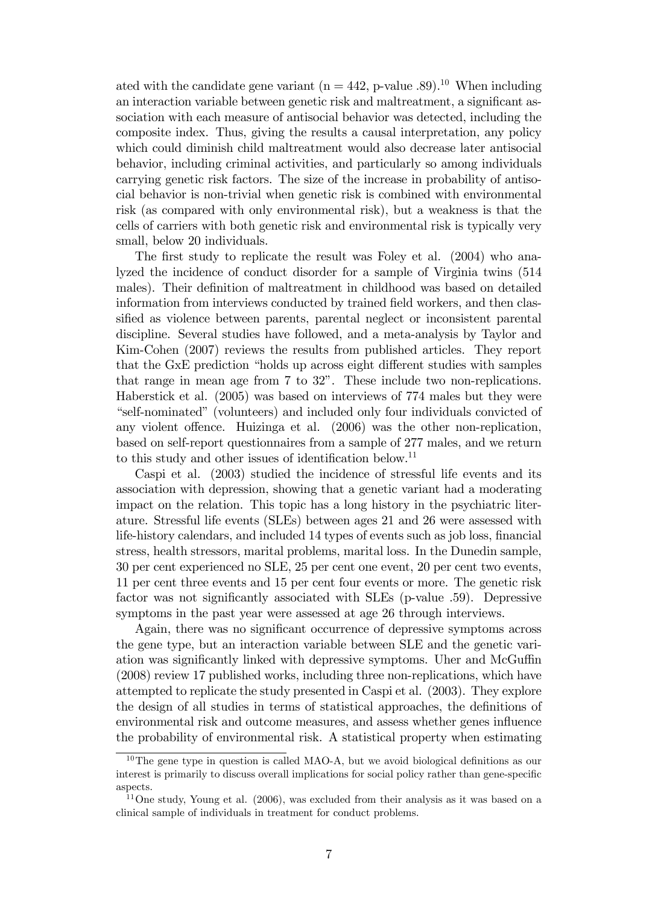ated with the candidate gene variant (n = 442, p-value .89).[10] When including an interaction variable between genetic risk and maltreatment, a significant association with each measure of antisocial behavior was detected, including the composite index. Thus, giving the results a causal interpretation, any policy which could diminish child maltreatment would also decrease later antisocial behavior, including criminal activities, and particularly so among individuals carrying genetic risk factors. The size of the increase in probability of antisocial behavior is non-trivial when genetic risk is combined with environmental risk (as compared with only environmental risk), but a weakness is that the cells of carriers with both genetic risk and environmental risk is typically very small, below 20 individuals.

The first study to replicate the result was Foley et al. (2004) who analyzed the incidence of conduct disorder for a sample of Virginia twins (514 males). Their definition of maltreatment in childhood was based on detailed information from interviews conducted by trained field workers, and then classified as violence between parents, parental neglect or inconsistent parental discipline. Several studies have followed, and a meta-analysis by Taylor and Kim-Cohen (2007) reviews the results from published articles. They report that the GxE prediction "holds up across eight different studies with samples that range in mean age from 7 to 32". These include two non-replications. Haberstick et al. (2005) was based on interviews of 774 males but they were "self-nominated" (volunteers) and included only four individuals convicted of any violent offence. Huizinga et al. (2006) was the other non-replication, based on self-report questionnaires from a sample of 277 males, and we return to this study and other issues of identification below.[11]

Caspi et al. (2003) studied the incidence of stressful life events and its association with depression, showing that a genetic variant had a moderating impact on the relation. This topic has a long history in the psychiatric literature. Stressful life events (SLEs) between ages 21 and 26 were assessed with life-history calendars, and included 14 types of events such as job loss, financial stress, health stressors, marital problems, marital loss. In the Dunedin sample, 30 per cent experienced no SLE, 25 per cent one event, 20 per cent two events, 11 per cent three events and 15 per cent four events or more. The genetic risk factor was not significantly associated with SLEs (p-value .59). Depressive symptoms in the past year were assessed at age 26 through interviews.

Again, there was no significant occurrence of depressive symptoms across the gene type, but an interaction variable between SLE and the genetic variation was significantly linked with depressive symptoms. Uher and McGuffin (2008) review 17 published works, including three non-replications, which have attempted to replicate the study presented in Caspi et al. (2003). They explore the design of all studies in terms of statistical approaches, the definitions of environmental risk and outcome measures, and assess whether genes influence the probability of environmental risk. A statistical property when estimating

[10] The gene type in question is called MAO-A, but we avoid biological definitions as our interest is primarily to discuss overall implications for social policy rather than gene-specific aspects.

[11] One study, Young et al. (2006), was excluded from their analysis as it was based on a clinical sample of individuals in treatment for conduct problems.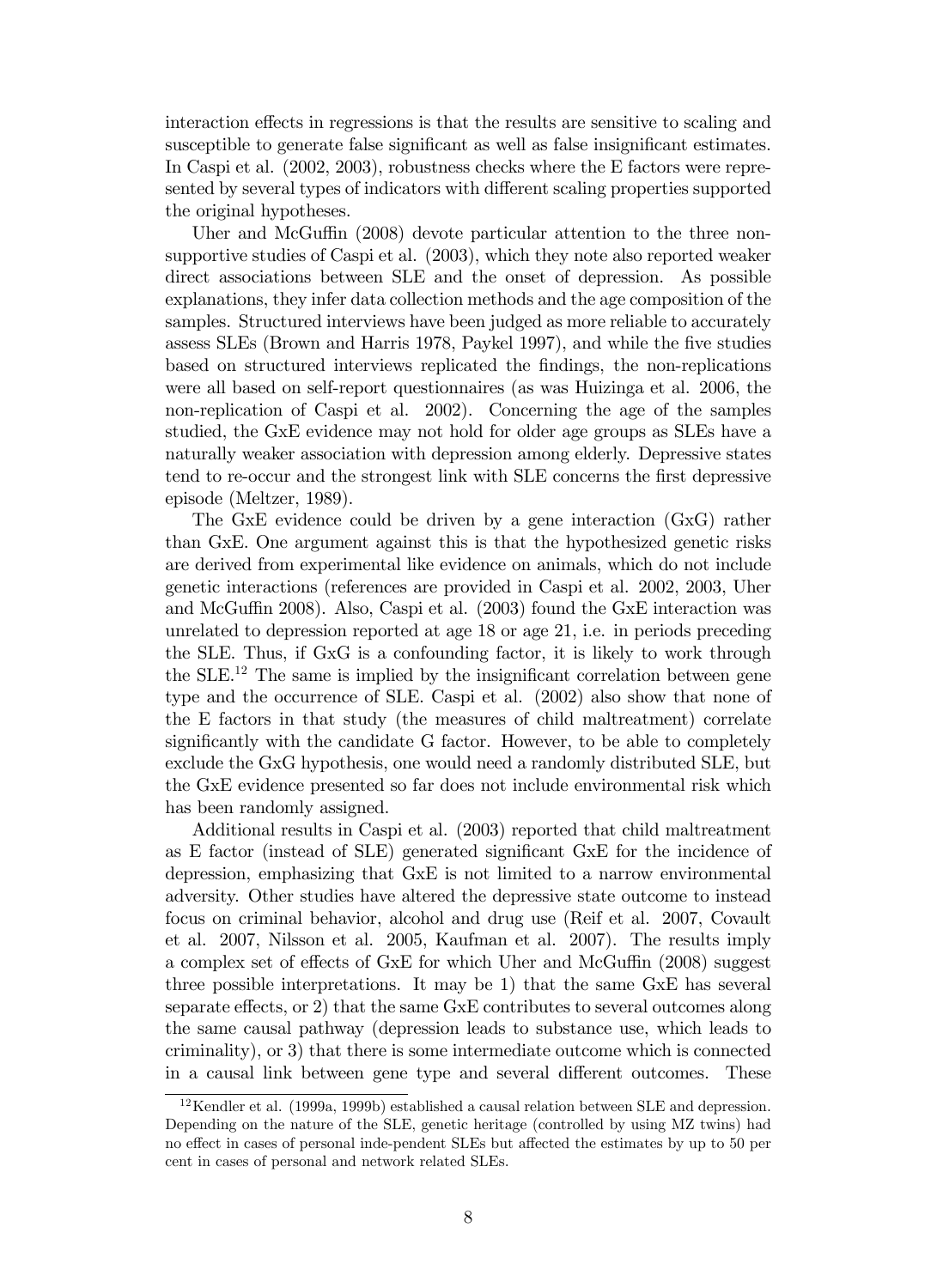interaction effects in regressions is that the results are sensitive to scaling and susceptible to generate false significant as well as false insignificant estimates. In Caspi et al. (2002, 2003), robustness checks where the E factors were represented by several types of indicators with different scaling properties supported the original hypotheses.

Uher and McGuffin (2008) devote particular attention to the three non-supportive studies of Caspi et al. (2003), which they note also reported weaker direct associations between SLE and the onset of depression. As possible explanations, they infer data collection methods and the age composition of the samples. Structured interviews have been judged as more reliable to accurately assess SLEs (Brown and Harris 1978, Paykel 1997), and while the five studies based on structured interviews replicated the findings, the non-replications were all based on self-report questionnaires (as was Huizinga et al. 2006, the non-replication of Caspi et al. 2002). Concerning the age of the samples studied, the GxE evidence may not hold for older age groups as SLEs have a naturally weaker association with depression among elderly. Depressive states tend to re-occur and the strongest link with SLE concerns the first depressive episode (Meltzer, 1989).

The GxE evidence could be driven by a gene interaction (GxG) rather than GxE. One argument against this is that the hypothesized genetic risks are derived from experimental like evidence on animals, which do not include genetic interactions (references are provided in Caspi et al. 2002, 2003, Uher and McGuffin 2008). Also, Caspi et al. (2003) found the GxE interaction was unrelated to depression reported at age 18 or age 21, i.e. in periods preceding the SLE. Thus, if GxG is a confounding factor, it is likely to work through the SLE.[12] The same is implied by the insignificant correlation between gene type and the occurrence of SLE. Caspi et al. (2002) also show that none of the E factors in that study (the measures of child maltreatment) correlate significantly with the candidate G factor. However, to be able to completely exclude the GxG hypothesis, one would need a randomly distributed SLE, but the GxE evidence presented so far does not include environmental risk which has been randomly assigned.

Additional results in Caspi et al. (2003) reported that child maltreatment as E factor (instead of SLE) generated significant GxE for the incidence of depression, emphasizing that GxE is not limited to a narrow environmental adversity. Other studies have altered the depressive state outcome to instead focus on criminal behavior, alcohol and drug use (Reif et al. 2007, Covault et al. 2007, Nilsson et al. 2005, Kaufman et al. 2007). The results imply a complex set of effects of GxE for which Uher and McGuffin (2008) suggest three possible interpretations. It may be 1) that the same GxE has several separate effects, or 2) that the same GxE contributes to several outcomes along the same causal pathway (depression leads to substance use, which leads to criminality), or 3) that there is some intermediate outcome which is connected in a causal link between gene type and several different outcomes. These

[12] Kendler et al. (1999a, 1999b) established a causal relation between SLE and depression. Depending on the nature of the SLE, genetic heritage (controlled by using MZ twins) had no effect in cases of personal inde-pendent SLEs but affected the estimates by up to 50 per cent in cases of personal and network related SLEs.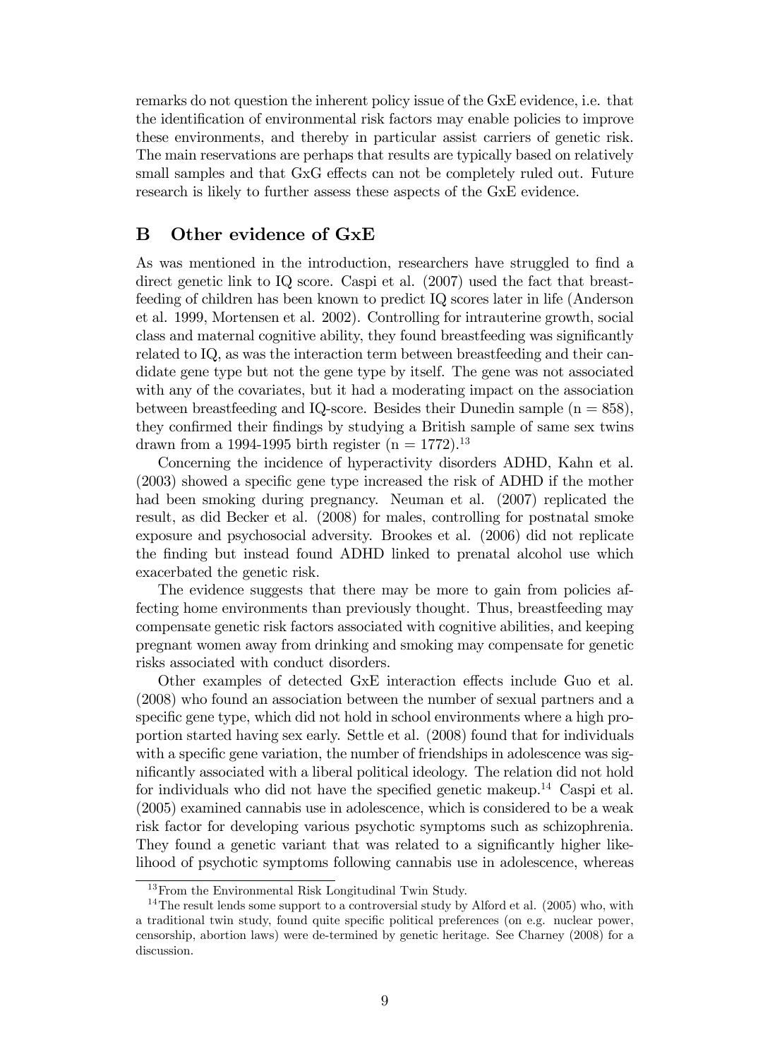remarks do not question the inherent policy issue of the GxE evidence, i.e. that the identification of environmental risk factors may enable policies to improve these environments, and thereby in particular assist carriers of genetic risk. The main reservations are perhaps that results are typically based on relatively small samples and that GxG effects can not be completely ruled out. Future research is likely to further assess these aspects of the GxE evidence.

## B Other evidence of GxE

As was mentioned in the introduction, researchers have struggled to find a direct genetic link to IQ score. Caspi et al. (2007) used the fact that breastfeeding of children has been known to predict IQ scores later in life (Anderson et al. 1999, Mortensen et al. 2002). Controlling for intrauterine growth, social class and maternal cognitive ability, they found breastfeeding was significantly related to IQ, as was the interaction term between breastfeeding and their candidate gene type but not the gene type by itself. The gene was not associated with any of the covariates, but it had a moderating impact on the association between breastfeeding and IQ-score. Besides their Dunedin sample (n = 858), they confirmed their findings by studying a British sample of same sex twins drawn from a 1994-1995 birth register (n = 1772).[13]

Concerning the incidence of hyperactivity disorders ADHD, Kahn et al. (2003) showed a specific gene type increased the risk of ADHD if the mother had been smoking during pregnancy. Neuman et al. (2007) replicated the result, as did Becker et al. (2008) for males, controlling for postnatal smoke exposure and psychosocial adversity. Brookes et al. (2006) did not replicate the finding but instead found ADHD linked to prenatal alcohol use which exacerbated the genetic risk.

The evidence suggests that there may be more to gain from policies affecting home environments than previously thought. Thus, breastfeeding may compensate genetic risk factors associated with cognitive abilities, and keeping pregnant women away from drinking and smoking may compensate for genetic risks associated with conduct disorders.

Other examples of detected GxE interaction effects include Guo et al. (2008) who found an association between the number of sexual partners and a specific gene type, which did not hold in school environments where a high proportion started having sex early. Settle et al. (2008) found that for individuals with a specific gene variation, the number of friendships in adolescence was significantly associated with a liberal political ideology. The relation did not hold for individuals who did not have the specified genetic makeup.[14] Caspi et al. (2005) examined cannabis use in adolescence, which is considered to be a weak risk factor for developing various psychotic symptoms such as schizophrenia. They found a genetic variant that was related to a significantly higher likelihood of psychotic symptoms following cannabis use in adolescence, whereas

[13] From the Environmental Risk Longitudinal Twin Study.

[14] The result lends some support to a controversial study by Alford et al. (2005) who, with a traditional twin study, found quite specific political preferences (on e.g. nuclear power, censorship, abortion laws) were de-termined by genetic heritage. See Charney (2008) for a discussion.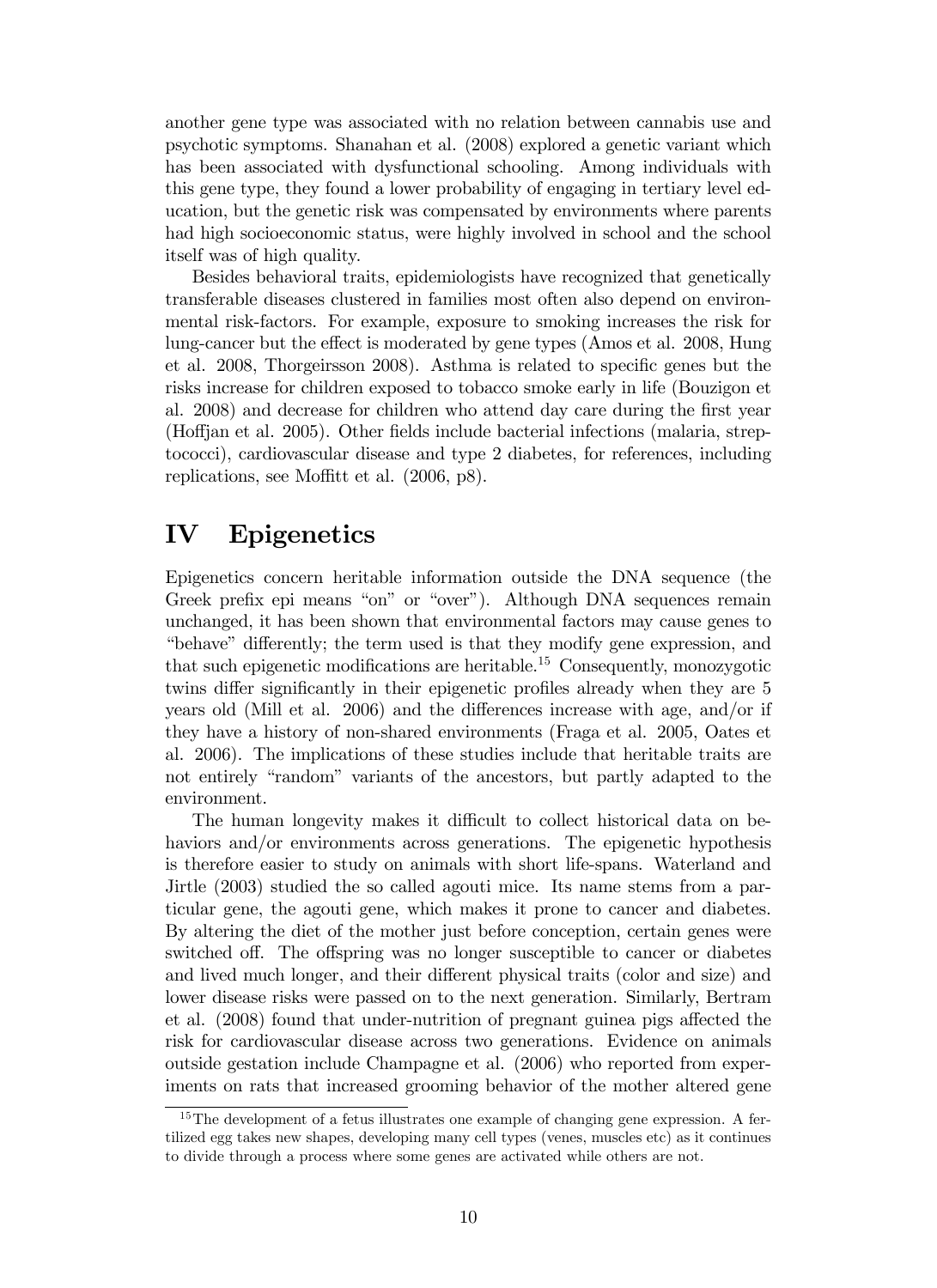another gene type was associated with no relation between cannabis use and psychotic symptoms. Shanahan et al. (2008) explored a genetic variant which has been associated with dysfunctional schooling. Among individuals with this gene type, they found a lower probability of engaging in tertiary level education, but the genetic risk was compensated by environments where parents had high socioeconomic status, were highly involved in school and the school itself was of high quality.

Besides behavioral traits, epidemiologists have recognized that genetically transferable diseases clustered in families most often also depend on environmental risk-factors. For example, exposure to smoking increases the risk for lung-cancer but the effect is moderated by gene types (Amos et al. 2008, Hung et al. 2008, Thorgeirsson 2008). Asthma is related to specific genes but the risks increase for children exposed to tobacco smoke early in life (Bouzigon et al. 2008) and decrease for children who attend day care during the first year (Hoffjan et al. 2005). Other fields include bacterial infections (malaria, streptococci), cardiovascular disease and type 2 diabetes, for references, including replications, see Moffitt et al. (2006, p8).

# IV Epigenetics

Epigenetics concern heritable information outside the DNA sequence (the Greek prefix epi means "on" or "over"). Although DNA sequences remain unchanged, it has been shown that environmental factors may cause genes to "behave" differently; the term used is that they modify gene expression, and that such epigenetic modifications are heritable.[15] Consequently, monozygotic twins differ significantly in their epigenetic profiles already when they are 5 years old (Mill et al. 2006) and the differences increase with age, and/or if they have a history of non-shared environments (Fraga et al. 2005, Oates et al. 2006). The implications of these studies include that heritable traits are not entirely "random" variants of the ancestors, but partly adapted to the environment.

The human longevity makes it difficult to collect historical data on behaviors and/or environments across generations. The epigenetic hypothesis is therefore easier to study on animals with short life-spans. Waterland and Jirtle (2003) studied the so called agouti mice. Its name stems from a particular gene, the agouti gene, which makes it prone to cancer and diabetes. By altering the diet of the mother just before conception, certain genes were switched off. The offspring was no longer susceptible to cancer or diabetes and lived much longer, and their different physical traits (color and size) and lower disease risks were passed on to the next generation. Similarly, Bertram et al. (2008) found that under-nutrition of pregnant guinea pigs affected the risk for cardiovascular disease across two generations. Evidence on animals outside gestation include Champagne et al. (2006) who reported from experiments on rats that increased grooming behavior of the mother altered gene

[15] The development of a fetus illustrates one example of changing gene expression. A fertilized egg takes new shapes, developing many cell types (venes, muscles etc) as it continues to divide through a process where some genes are activated while others are not.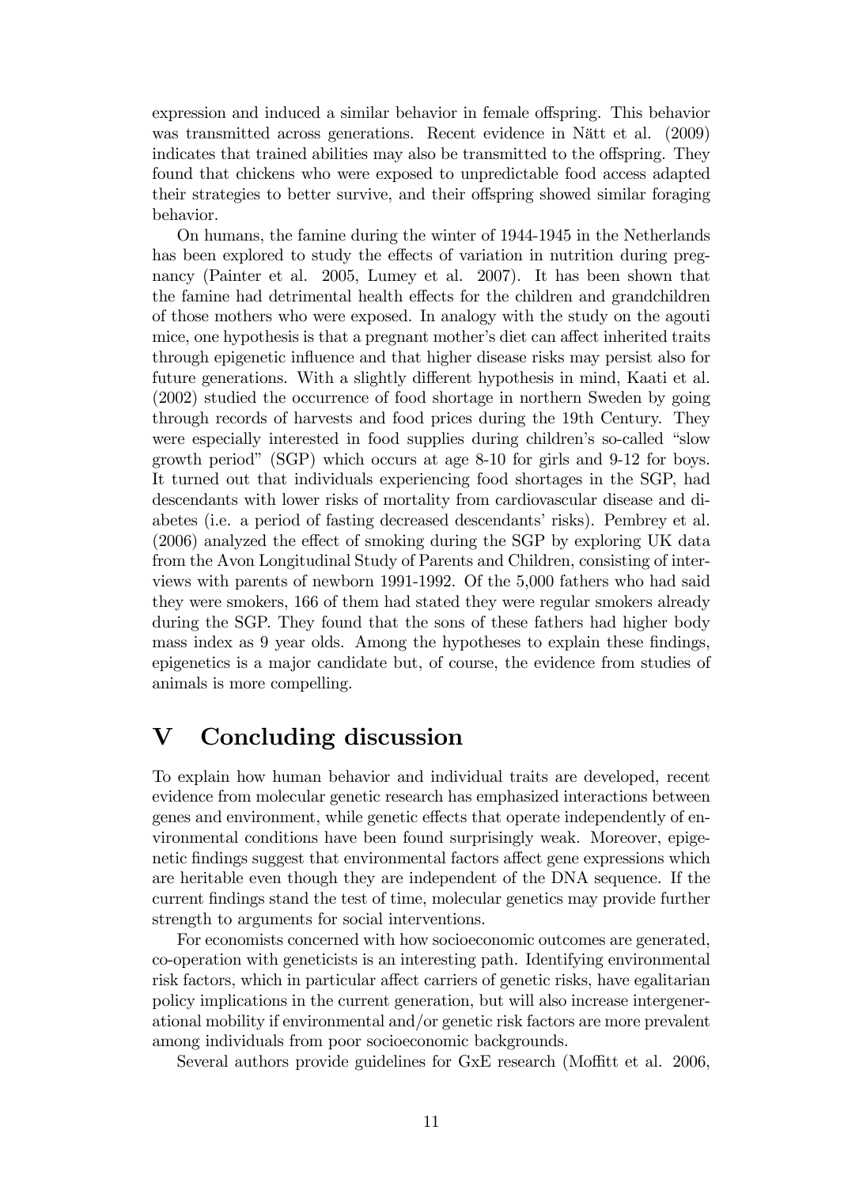expression and induced a similar behavior in female offspring. This behavior was transmitted across generations. Recent evidence in Nätt et al. (2009) indicates that trained abilities may also be transmitted to the offspring. They found that chickens who were exposed to unpredictable food access adapted their strategies to better survive, and their offspring showed similar foraging behavior.

On humans, the famine during the winter of 1944-1945 in the Netherlands has been explored to study the effects of variation in nutrition during pregnancy (Painter et al. 2005, Lumey et al. 2007). It has been shown that the famine had detrimental health effects for the children and grandchildren of those mothers who were exposed. In analogy with the study on the agouti mice, one hypothesis is that a pregnant mother's diet can affect inherited traits through epigenetic influence and that higher disease risks may persist also for future generations. With a slightly different hypothesis in mind, Kaati et al. (2002) studied the occurrence of food shortage in northern Sweden by going through records of harvests and food prices during the 19th Century. They were especially interested in food supplies during children's so-called "slow growth period" (SGP) which occurs at age 8-10 for girls and 9-12 for boys. It turned out that individuals experiencing food shortages in the SGP, had descendants with lower risks of mortality from cardiovascular disease and diabetes (i.e. a period of fasting decreased descendants' risks). Pembrey et al. (2006) analyzed the effect of smoking during the SGP by exploring UK data from the Avon Longitudinal Study of Parents and Children, consisting of interviews with parents of newborn 1991-1992. Of the 5,000 fathers who had said they were smokers, 166 of them had stated they were regular smokers already during the SGP. They found that the sons of these fathers had higher body mass index as 9 year olds. Among the hypotheses to explain these findings, epigenetics is a major candidate but, of course, the evidence from studies of animals is more compelling.

# V Concluding discussion

To explain how human behavior and individual traits are developed, recent evidence from molecular genetic research has emphasized interactions between genes and environment, while genetic effects that operate independently of environmental conditions have been found surprisingly weak. Moreover, epigenetic findings suggest that environmental factors affect gene expressions which are heritable even though they are independent of the DNA sequence. If the current findings stand the test of time, molecular genetics may provide further strength to arguments for social interventions.

For economists concerned with how socioeconomic outcomes are generated, co-operation with geneticists is an interesting path. Identifying environmental risk factors, which in particular affect carriers of genetic risks, have egalitarian policy implications in the current generation, but will also increase intergenerational mobility if environmental and/or genetic risk factors are more prevalent among individuals from poor socioeconomic backgrounds.

Several authors provide guidelines for GxE research (Moffitt et al. 2006,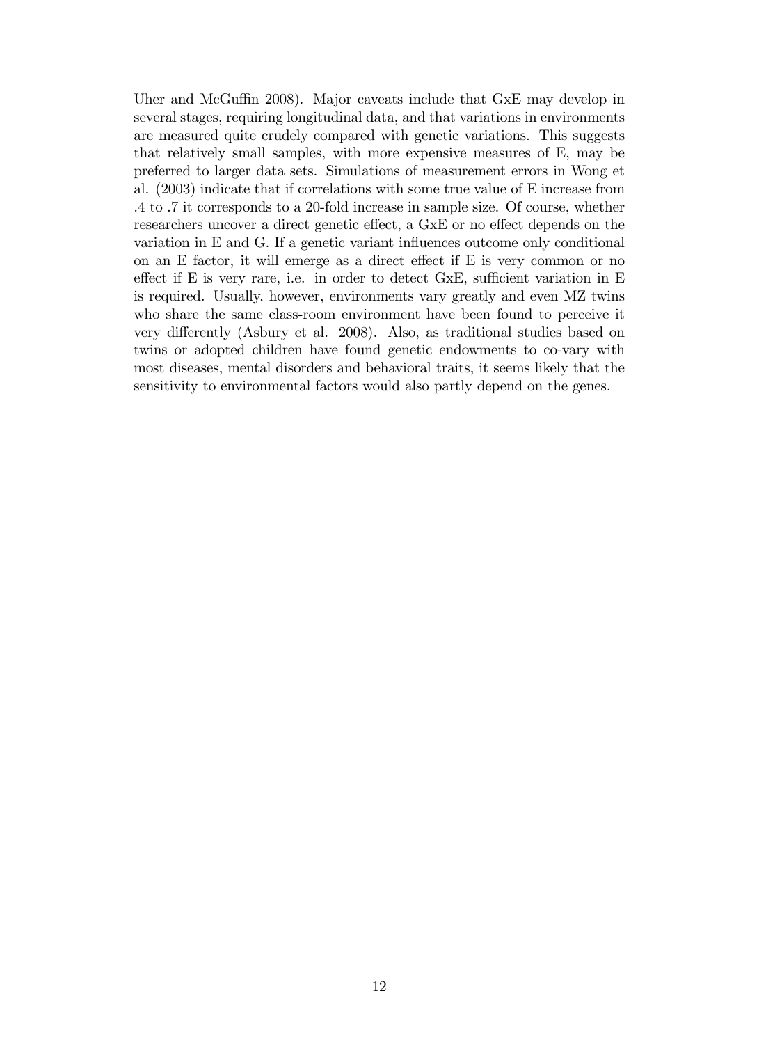Uher and McGuffin 2008). Major caveats include that GxE may develop in several stages, requiring longitudinal data, and that variations in environments are measured quite crudely compared with genetic variations. This suggests that relatively small samples, with more expensive measures of E, may be preferred to larger data sets. Simulations of measurement errors in Wong et al. (2003) indicate that if correlations with some true value of E increase from .4 to .7 it corresponds to a 20-fold increase in sample size. Of course, whether researchers uncover a direct genetic effect, a GxE or no effect depends on the variation in E and G. If a genetic variant influences outcome only conditional on an E factor, it will emerge as a direct effect if E is very common or no effect if E is very rare, i.e. in order to detect GxE, sufficient variation in E is required. Usually, however, environments vary greatly and even MZ twins who share the same class-room environment have been found to perceive it very differently (Asbury et al. 2008). Also, as traditional studies based on twins or adopted children have found genetic endowments to co-vary with most diseases, mental disorders and behavioral traits, it seems likely that the sensitivity to environmental factors would also partly depend on the genes.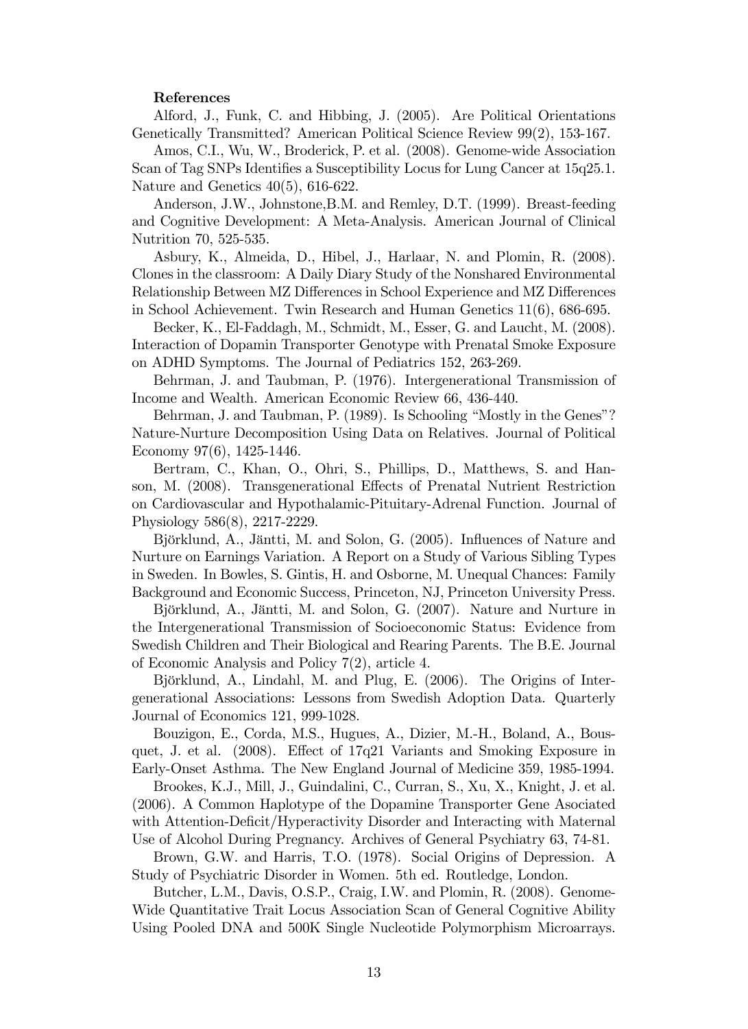**References**

Alford, J., Funk, C. and Hibbing, J. (2005). Are Political Orientations Genetically Transmitted? American Political Science Review 99(2), 153-167.

Amos, C.I., Wu, W., Broderick, P. et al. (2008). Genome-wide Association Scan of Tag SNPs Identifies a Susceptibility Locus for Lung Cancer at 15q25.1. Nature and Genetics 40(5), 616-622.

Anderson, J.W., Johnstone,B.M. and Remley, D.T. (1999). Breast-feeding and Cognitive Development: A Meta-Analysis. American Journal of Clinical Nutrition 70, 525-535.

Asbury, K., Almeida, D., Hibel, J., Harlaar, N. and Plomin, R. (2008). Clones in the classroom: A Daily Diary Study of the Nonshared Environmental Relationship Between MZ Differences in School Experience and MZ Differences in School Achievement. Twin Research and Human Genetics 11(6), 686-695.

Becker, K., El-Faddagh, M., Schmidt, M., Esser, G. and Laucht, M. (2008). Interaction of Dopamin Transporter Genotype with Prenatal Smoke Exposure on ADHD Symptoms. The Journal of Pediatrics 152, 263-269.

Behrman, J. and Taubman, P. (1976). Intergenerational Transmission of Income and Wealth. American Economic Review 66, 436-440.

Behrman, J. and Taubman, P. (1989). Is Schooling "Mostly in the Genes"? Nature-Nurture Decomposition Using Data on Relatives. Journal of Political Economy 97(6), 1425-1446.

Bertram, C., Khan, O., Ohri, S., Phillips, D., Matthews, S. and Hanson, M. (2008). Transgenerational Effects of Prenatal Nutrient Restriction on Cardiovascular and Hypothalamic-Pituitary-Adrenal Function. Journal of Physiology 586(8), 2217-2229.

Björklund, A., Jäntti, M. and Solon, G. (2005). Influences of Nature and Nurture on Earnings Variation. A Report on a Study of Various Sibling Types in Sweden. In Bowles, S. Gintis, H. and Osborne, M. Unequal Chances: Family Background and Economic Success, Princeton, NJ, Princeton University Press.

Björklund, A., Jäntti, M. and Solon, G. (2007). Nature and Nurture in the Intergenerational Transmission of Socioeconomic Status: Evidence from Swedish Children and Their Biological and Rearing Parents. The B.E. Journal of Economic Analysis and Policy 7(2), article 4.

Björklund, A., Lindahl, M. and Plug, E. (2006). The Origins of Intergenerational Associations: Lessons from Swedish Adoption Data. Quarterly Journal of Economics 121, 999-1028.

Bouzigon, E., Corda, M.S., Hugues, A., Dizier, M.-H., Boland, A., Bousquet, J. et al. (2008). Effect of 17q21 Variants and Smoking Exposure in Early-Onset Asthma. The New England Journal of Medicine 359, 1985-1994.

Brookes, K.J., Mill, J., Guindalini, C., Curran, S., Xu, X., Knight, J. et al. (2006). A Common Haplotype of the Dopamine Transporter Gene Asociated with Attention-Deficit/Hyperactivity Disorder and Interacting with Maternal Use of Alcohol During Pregnancy. Archives of General Psychiatry 63, 74-81.

Brown, G.W. and Harris, T.O. (1978). Social Origins of Depression. A Study of Psychiatric Disorder in Women. 5th ed. Routledge, London.

Butcher, L.M., Davis, O.S.P., Craig, I.W. and Plomin, R. (2008). Genome-Wide Quantitative Trait Locus Association Scan of General Cognitive Ability Using Pooled DNA and 500K Single Nucleotide Polymorphism Microarrays.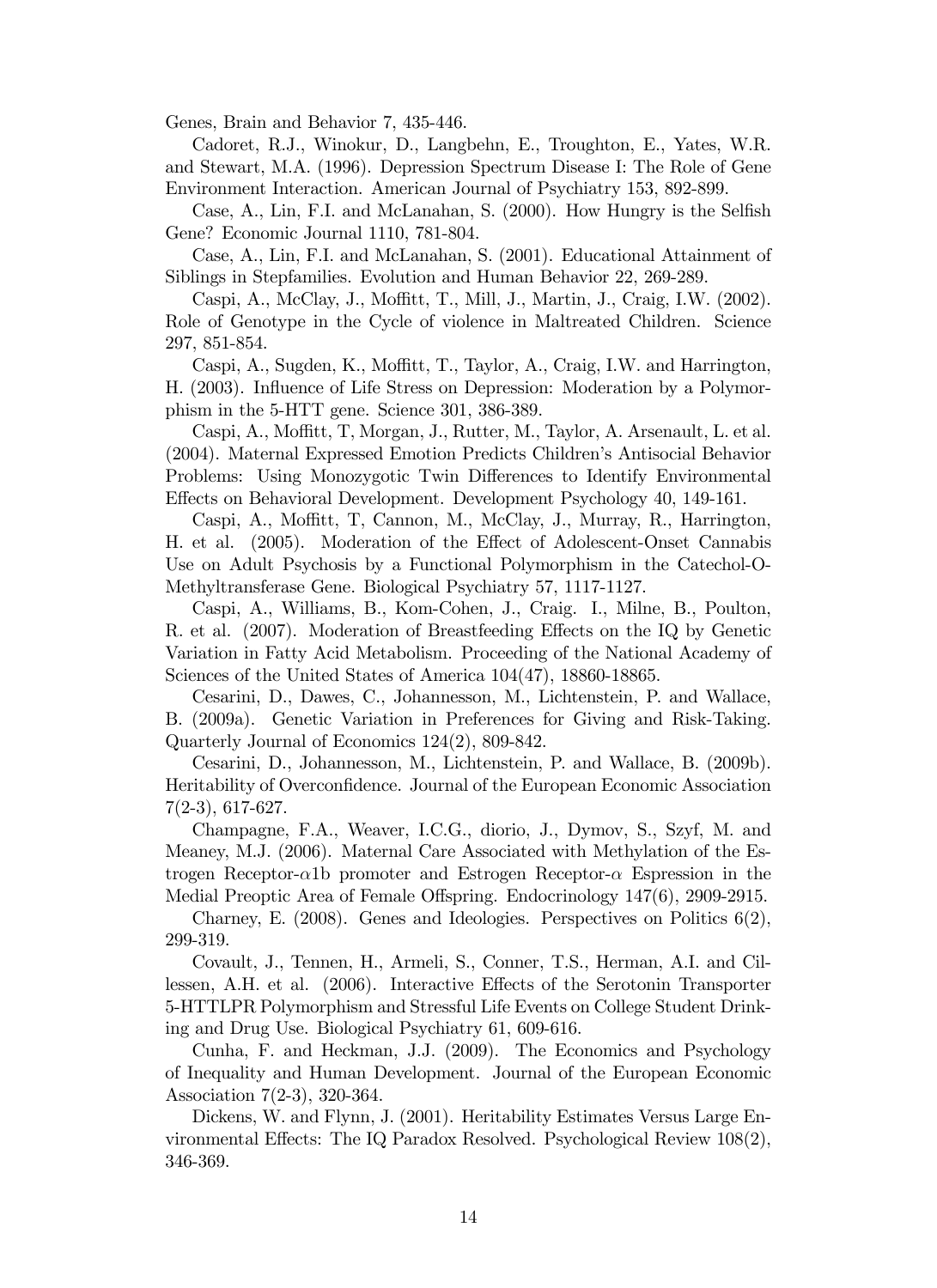Genes, Brain and Behavior 7, 435-446.

Cadoret, R.J., Winokur, D., Langbehn, E., Troughton, E., Yates, W.R. and Stewart, M.A. (1996). Depression Spectrum Disease I: The Role of Gene Environment Interaction. American Journal of Psychiatry 153, 892-899.

Case, A., Lin, F.I. and McLanahan, S. (2000). How Hungry is the Selfish Gene? Economic Journal 1110, 781-804.

Case, A., Lin, F.I. and McLanahan, S. (2001). Educational Attainment of Siblings in Stepfamilies. Evolution and Human Behavior 22, 269-289.

Caspi, A., McClay, J., Moffitt, T., Mill, J., Martin, J., Craig, I.W. (2002). Role of Genotype in the Cycle of violence in Maltreated Children. Science 297, 851-854.

Caspi, A., Sugden, K., Moffitt, T., Taylor, A., Craig, I.W. and Harrington, H. (2003). Influence of Life Stress on Depression: Moderation by a Polymorphism in the 5-HTT gene. Science 301, 386-389.

Caspi, A., Moffitt, T, Morgan, J., Rutter, M., Taylor, A. Arsenault, L. et al. (2004). Maternal Expressed Emotion Predicts Children's Antisocial Behavior Problems: Using Monozygotic Twin Differences to Identify Environmental Effects on Behavioral Development. Development Psychology 40, 149-161.

Caspi, A., Moffitt, T, Cannon, M., McClay, J., Murray, R., Harrington, H. et al. (2005). Moderation of the Effect of Adolescent-Onset Cannabis Use on Adult Psychosis by a Functional Polymorphism in the Catechol-O-Methyltransferase Gene. Biological Psychiatry 57, 1117-1127.

Caspi, A., Williams, B., Kom-Cohen, J., Craig. I., Milne, B., Poulton, R. et al. (2007). Moderation of Breastfeeding Effects on the IQ by Genetic Variation in Fatty Acid Metabolism. Proceeding of the National Academy of Sciences of the United States of America 104(47), 18860-18865.

Cesarini, D., Dawes, C., Johannesson, M., Lichtenstein, P. and Wallace, B. (2009a). Genetic Variation in Preferences for Giving and Risk-Taking. Quarterly Journal of Economics 124(2), 809-842.

Cesarini, D., Johannesson, M., Lichtenstein, P. and Wallace, B. (2009b). Heritability of Overconfidence. Journal of the European Economic Association 7(2-3), 617-627.

Champagne, F.A., Weaver, I.C.G., diorio, J., Dymov, S., Szyf, M. and Meaney, M.J. (2006). Maternal Care Associated with Methylation of the Estrogen Receptor-$\alpha$1b promoter and Estrogen Receptor-$\alpha$ Espression in the Medial Preoptic Area of Female Offspring. Endocrinology 147(6), 2909-2915.

Charney, E. (2008). Genes and Ideologies. Perspectives on Politics 6(2), 299-319.

Covault, J., Tennen, H., Armeli, S., Conner, T.S., Herman, A.I. and Cillessen, A.H. et al. (2006). Interactive Effects of the Serotonin Transporter 5-HTTLPR Polymorphism and Stressful Life Events on College Student Drinking and Drug Use. Biological Psychiatry 61, 609-616.

Cunha, F. and Heckman, J.J. (2009). The Economics and Psychology of Inequality and Human Development. Journal of the European Economic Association 7(2-3), 320-364.

Dickens, W. and Flynn, J. (2001). Heritability Estimates Versus Large Environmental Effects: The IQ Paradox Resolved. Psychological Review 108(2), 346-369.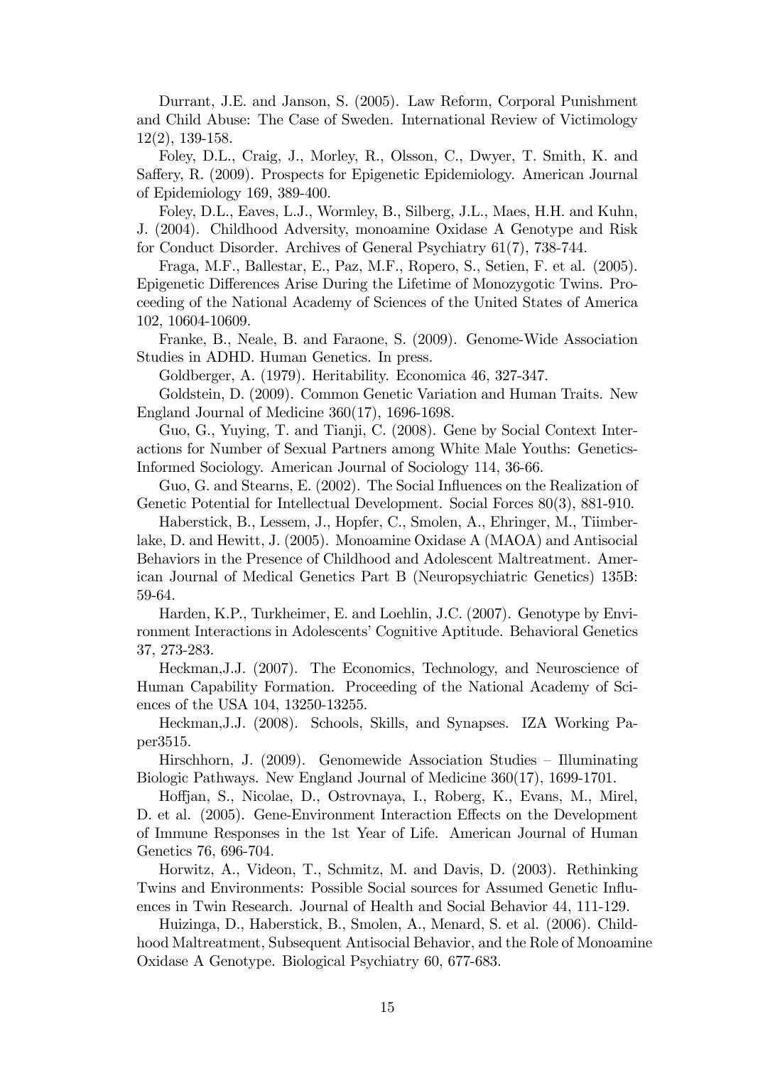Durrant, J.E. and Janson, S. (2005). Law Reform, Corporal Punishment and Child Abuse: The Case of Sweden. International Review of Victimology 12(2), 139-158.

Foley, D.L., Craig, J., Morley, R., Olsson, C., Dwyer, T. Smith, K. and Saffery, R. (2009). Prospects for Epigenetic Epidemiology. American Journal of Epidemiology 169, 389-400.

Foley, D.L., Eaves, L.J., Wormley, B., Silberg, J.L., Maes, H.H. and Kuhn, J. (2004). Childhood Adversity, monoamine Oxidase A Genotype and Risk for Conduct Disorder. Archives of General Psychiatry 61(7), 738-744.

Fraga, M.F., Ballestar, E., Paz, M.F., Ropero, S., Setien, F. et al. (2005). Epigenetic Differences Arise During the Lifetime of Monozygotic Twins. Proceeding of the National Academy of Sciences of the United States of America 102, 10604-10609.

Franke, B., Neale, B. and Faraone, S. (2009). Genome-Wide Association Studies in ADHD. Human Genetics. In press.

Goldberger, A. (1979). Heritability. Economica 46, 327-347.

Goldstein, D. (2009). Common Genetic Variation and Human Traits. New England Journal of Medicine 360(17), 1696-1698.

Guo, G., Yuying, T. and Tianji, C. (2008). Gene by Social Context Interactions for Number of Sexual Partners among White Male Youths: Genetics-Informed Sociology. American Journal of Sociology 114, 36-66.

Guo, G. and Stearns, E. (2002). The Social Influences on the Realization of Genetic Potential for Intellectual Development. Social Forces 80(3), 881-910.

Haberstick, B., Lessem, J., Hopfer, C., Smolen, A., Ehringer, M., Tiimberlake, D. and Hewitt, J. (2005). Monoamine Oxidase A (MAOA) and Antisocial Behaviors in the Presence of Childhood and Adolescent Maltreatment. American Journal of Medical Genetics Part B (Neuropsychiatric Genetics) 135B: 59-64.

Harden, K.P., Turkheimer, E. and Loehlin, J.C. (2007). Genotype by Environment Interactions in Adolescents' Cognitive Aptitude. Behavioral Genetics 37, 273-283.

Heckman,J.J. (2007). The Economics, Technology, and Neuroscience of Human Capability Formation. Proceeding of the National Academy of Sciences of the USA 104, 13250-13255.

Heckman,J.J. (2008). Schools, Skills, and Synapses. IZA Working Paper3515.

Hirschhorn, J. (2009). Genomewide Association Studies – Illuminating Biologic Pathways. New England Journal of Medicine 360(17), 1699-1701.

Hoffjan, S., Nicolae, D., Ostrovnaya, I., Roberg, K., Evans, M., Mirel, D. et al. (2005). Gene-Environment Interaction Effects on the Development of Immune Responses in the 1st Year of Life. American Journal of Human Genetics 76, 696-704.

Horwitz, A., Videon, T., Schmitz, M. and Davis, D. (2003). Rethinking Twins and Environments: Possible Social sources for Assumed Genetic Influences in Twin Research. Journal of Health and Social Behavior 44, 111-129.

Huizinga, D., Haberstick, B., Smolen, A., Menard, S. et al. (2006). Childhood Maltreatment, Subsequent Antisocial Behavior, and the Role of Monoamine Oxidase A Genotype. Biological Psychiatry 60, 677-683.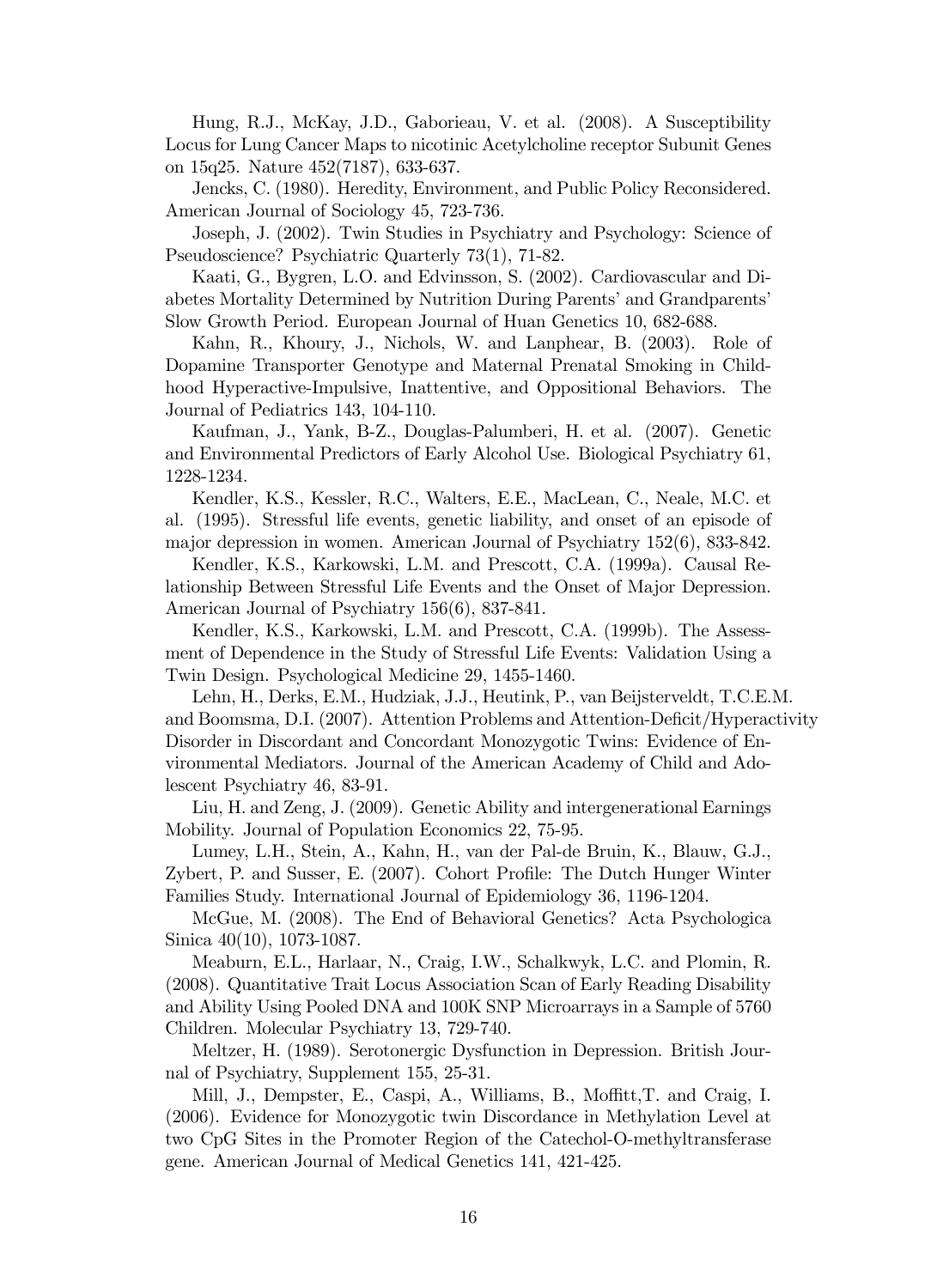Hung, R.J., McKay, J.D., Gaborieau, V. et al. (2008). A Susceptibility Locus for Lung Cancer Maps to nicotinic Acetylcholine receptor Subunit Genes on 15q25. Nature 452(7187), 633-637.

Jencks, C. (1980). Heredity, Environment, and Public Policy Reconsidered. American Journal of Sociology 45, 723-736.

Joseph, J. (2002). Twin Studies in Psychiatry and Psychology: Science of Pseudoscience? Psychiatric Quarterly 73(1), 71-82.

Kaati, G., Bygren, L.O. and Edvinsson, S. (2002). Cardiovascular and Diabetes Mortality Determined by Nutrition During Parents' and Grandparents' Slow Growth Period. European Journal of Huan Genetics 10, 682-688.

Kahn, R., Khoury, J., Nichols, W. and Lanphear, B. (2003). Role of Dopamine Transporter Genotype and Maternal Prenatal Smoking in Childhood Hyperactive-Impulsive, Inattentive, and Oppositional Behaviors. The Journal of Pediatrics 143, 104-110.

Kaufman, J., Yank, B-Z., Douglas-Palumberi, H. et al. (2007). Genetic and Environmental Predictors of Early Alcohol Use. Biological Psychiatry 61, 1228-1234.

Kendler, K.S., Kessler, R.C., Walters, E.E., MacLean, C., Neale, M.C. et al. (1995). Stressful life events, genetic liability, and onset of an episode of major depression in women. American Journal of Psychiatry 152(6), 833-842.

Kendler, K.S., Karkowski, L.M. and Prescott, C.A. (1999a). Causal Relationship Between Stressful Life Events and the Onset of Major Depression. American Journal of Psychiatry 156(6), 837-841.

Kendler, K.S., Karkowski, L.M. and Prescott, C.A. (1999b). The Assessment of Dependence in the Study of Stressful Life Events: Validation Using a Twin Design. Psychological Medicine 29, 1455-1460.

Lehn, H., Derks, E.M., Hudziak, J.J., Heutink, P., van Beijsterveldt, T.C.E.M. and Boomsma, D.I. (2007). Attention Problems and Attention-Deficit/Hyperactivity Disorder in Discordant and Concordant Monozygotic Twins: Evidence of Environmental Mediators. Journal of the American Academy of Child and Adolescent Psychiatry 46, 83-91.

Liu, H. and Zeng, J. (2009). Genetic Ability and intergenerational Earnings Mobility. Journal of Population Economics 22, 75-95.

Lumey, L.H., Stein, A., Kahn, H., van der Pal-de Bruin, K., Blauw, G.J., Zybert, P. and Susser, E. (2007). Cohort Profile: The Dutch Hunger Winter Families Study. International Journal of Epidemiology 36, 1196-1204.

McGue, M. (2008). The End of Behavioral Genetics? Acta Psychologica Sinica 40(10), 1073-1087.

Meaburn, E.L., Harlaar, N., Craig, I.W., Schalkwyk, L.C. and Plomin, R. (2008). Quantitative Trait Locus Association Scan of Early Reading Disability and Ability Using Pooled DNA and 100K SNP Microarrays in a Sample of 5760 Children. Molecular Psychiatry 13, 729-740.

Meltzer, H. (1989). Serotonergic Dysfunction in Depression. British Journal of Psychiatry, Supplement 155, 25-31.

Mill, J., Dempster, E., Caspi, A., Williams, B., Moffitt,T. and Craig, I. (2006). Evidence for Monozygotic twin Discordance in Methylation Level at two CpG Sites in the Promoter Region of the Catechol-O-methyltransferase gene. American Journal of Medical Genetics 141, 421-425.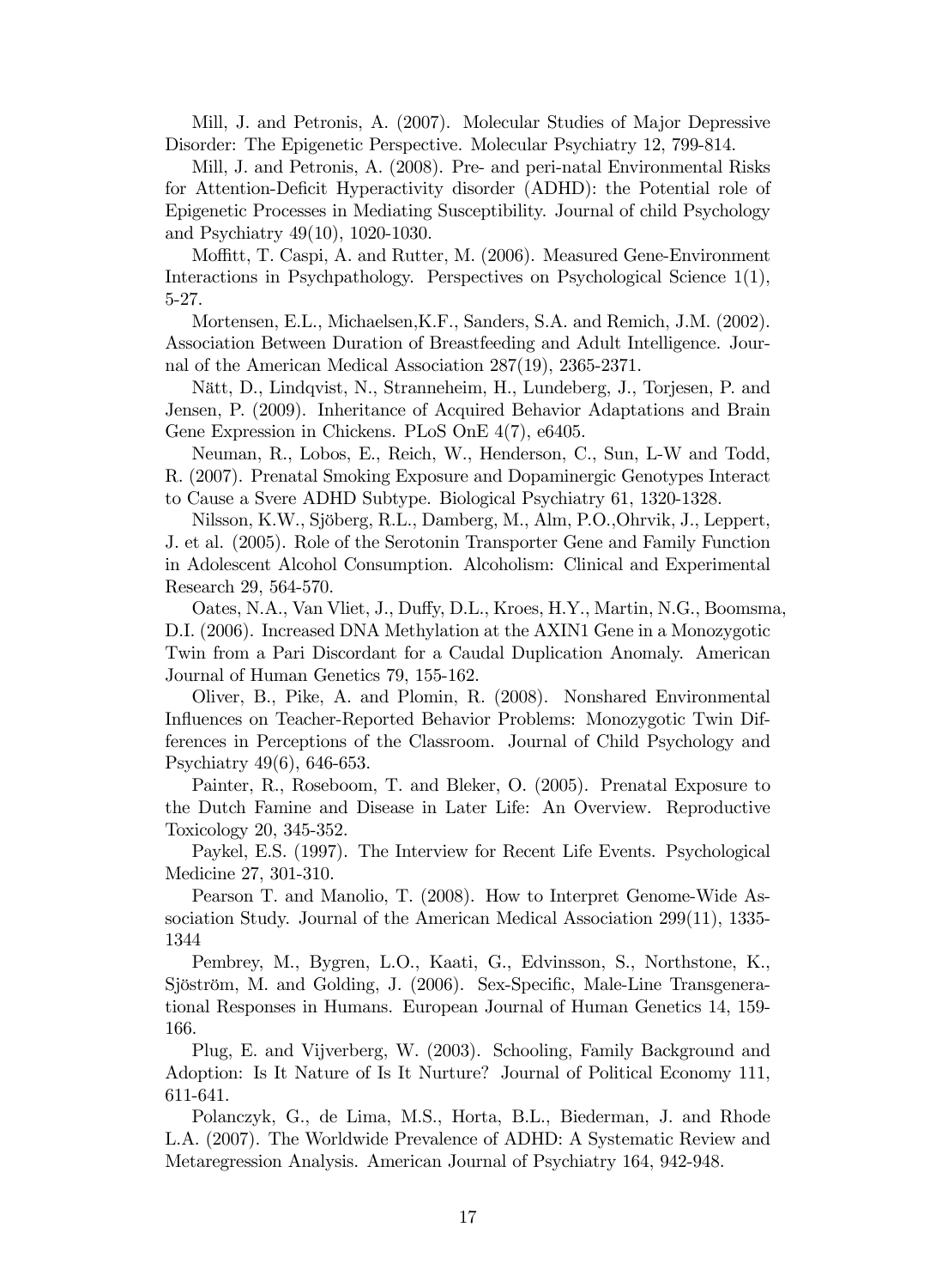Mill, J. and Petronis, A. (2007). Molecular Studies of Major Depressive Disorder: The Epigenetic Perspective. Molecular Psychiatry 12, 799-814.

Mill, J. and Petronis, A. (2008). Pre- and peri-natal Environmental Risks for Attention-Deficit Hyperactivity disorder (ADHD): the Potential role of Epigenetic Processes in Mediating Susceptibility. Journal of child Psychology and Psychiatry 49(10), 1020-1030.

Moffitt, T. Caspi, A. and Rutter, M. (2006). Measured Gene-Environment Interactions in Psychpathology. Perspectives on Psychological Science 1(1), 5-27.

Mortensen, E.L., Michaelsen,K.F., Sanders, S.A. and Remich, J.M. (2002). Association Between Duration of Breastfeeding and Adult Intelligence. Journal of the American Medical Association 287(19), 2365-2371.

Nätt, D., Lindqvist, N., Stranneheim, H., Lundeberg, J., Torjesen, P. and Jensen, P. (2009). Inheritance of Acquired Behavior Adaptations and Brain Gene Expression in Chickens. PLoS OnE 4(7), e6405.

Neuman, R., Lobos, E., Reich, W., Henderson, C., Sun, L-W and Todd, R. (2007). Prenatal Smoking Exposure and Dopaminergic Genotypes Interact to Cause a Svere ADHD Subtype. Biological Psychiatry 61, 1320-1328.

Nilsson, K.W., Sjöberg, R.L., Damberg, M., Alm, P.O.,Ohrvik, J., Leppert, J. et al. (2005). Role of the Serotonin Transporter Gene and Family Function in Adolescent Alcohol Consumption. Alcoholism: Clinical and Experimental Research 29, 564-570.

Oates, N.A., Van Vliet, J., Duffy, D.L., Kroes, H.Y., Martin, N.G., Boomsma, D.I. (2006). Increased DNA Methylation at the AXIN1 Gene in a Monozygotic Twin from a Pari Discordant for a Caudal Duplication Anomaly. American Journal of Human Genetics 79, 155-162.

Oliver, B., Pike, A. and Plomin, R. (2008). Nonshared Environmental Influences on Teacher-Reported Behavior Problems: Monozygotic Twin Differences in Perceptions of the Classroom. Journal of Child Psychology and Psychiatry 49(6), 646-653.

Painter, R., Roseboom, T. and Bleker, O. (2005). Prenatal Exposure to the Dutch Famine and Disease in Later Life: An Overview. Reproductive Toxicology 20, 345-352.

Paykel, E.S. (1997). The Interview for Recent Life Events. Psychological Medicine 27, 301-310.

Pearson T. and Manolio, T. (2008). How to Interpret Genome-Wide Association Study. Journal of the American Medical Association 299(11), 1335-1344

Pembrey, M., Bygren, L.O., Kaati, G., Edvinsson, S., Northstone, K., Sjöström, M. and Golding, J. (2006). Sex-Specific, Male-Line Transgenerational Responses in Humans. European Journal of Human Genetics 14, 159-166.

Plug, E. and Vijverberg, W. (2003). Schooling, Family Background and Adoption: Is It Nature of Is It Nurture? Journal of Political Economy 111, 611-641.

Polanczyk, G., de Lima, M.S., Horta, B.L., Biederman, J. and Rhode L.A. (2007). The Worldwide Prevalence of ADHD: A Systematic Review and Metaregression Analysis. American Journal of Psychiatry 164, 942-948.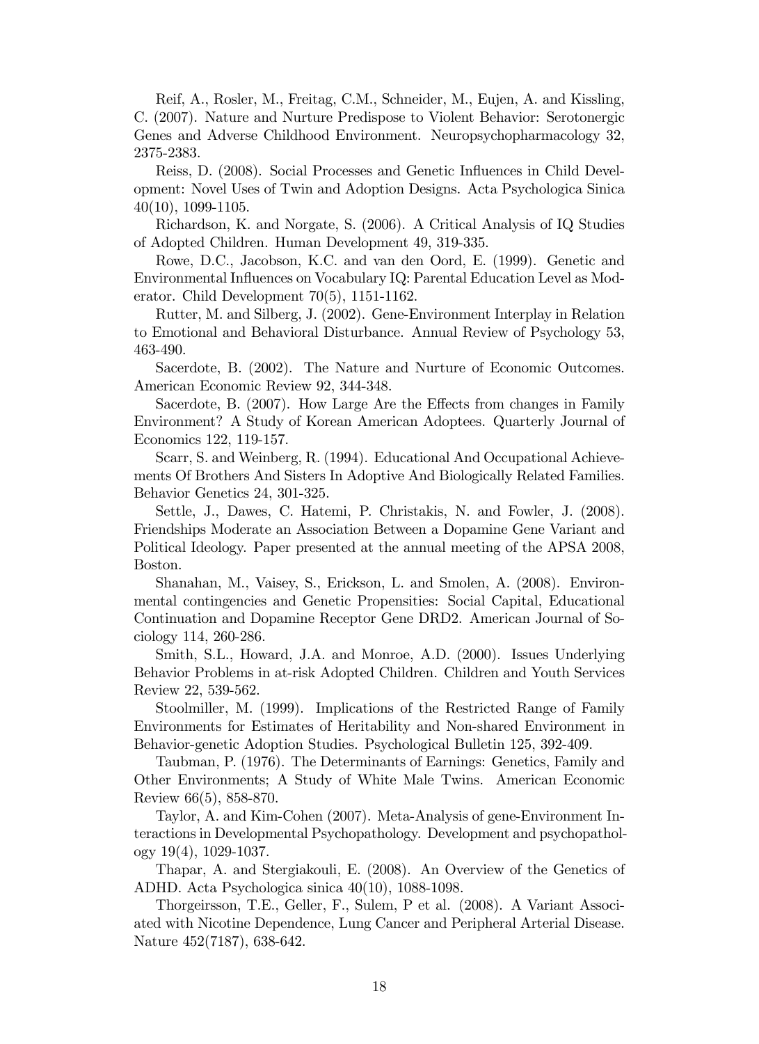Reif, A., Rosler, M., Freitag, C.M., Schneider, M., Eujen, A. and Kissling, C. (2007). Nature and Nurture Predispose to Violent Behavior: Serotonergic Genes and Adverse Childhood Environment. Neuropsychopharmacology 32, 2375-2383.

Reiss, D. (2008). Social Processes and Genetic Influences in Child Development: Novel Uses of Twin and Adoption Designs. Acta Psychologica Sinica 40(10), 1099-1105.

Richardson, K. and Norgate, S. (2006). A Critical Analysis of IQ Studies of Adopted Children. Human Development 49, 319-335.

Rowe, D.C., Jacobson, K.C. and van den Oord, E. (1999). Genetic and Environmental Influences on Vocabulary IQ: Parental Education Level as Moderator. Child Development 70(5), 1151-1162.

Rutter, M. and Silberg, J. (2002). Gene-Environment Interplay in Relation to Emotional and Behavioral Disturbance. Annual Review of Psychology 53, 463-490.

Sacerdote, B. (2002). The Nature and Nurture of Economic Outcomes. American Economic Review 92, 344-348.

Sacerdote, B. (2007). How Large Are the Effects from changes in Family Environment? A Study of Korean American Adoptees. Quarterly Journal of Economics 122, 119-157.

Scarr, S. and Weinberg, R. (1994). Educational And Occupational Achievements Of Brothers And Sisters In Adoptive And Biologically Related Families. Behavior Genetics 24, 301-325.

Settle, J., Dawes, C. Hatemi, P. Christakis, N. and Fowler, J. (2008). Friendships Moderate an Association Between a Dopamine Gene Variant and Political Ideology. Paper presented at the annual meeting of the APSA 2008, Boston.

Shanahan, M., Vaisey, S., Erickson, L. and Smolen, A. (2008). Environmental contingencies and Genetic Propensities: Social Capital, Educational Continuation and Dopamine Receptor Gene DRD2. American Journal of Sociology 114, 260-286.

Smith, S.L., Howard, J.A. and Monroe, A.D. (2000). Issues Underlying Behavior Problems in at-risk Adopted Children. Children and Youth Services Review 22, 539-562.

Stoolmiller, M. (1999). Implications of the Restricted Range of Family Environments for Estimates of Heritability and Non-shared Environment in Behavior-genetic Adoption Studies. Psychological Bulletin 125, 392-409.

Taubman, P. (1976). The Determinants of Earnings: Genetics, Family and Other Environments; A Study of White Male Twins. American Economic Review 66(5), 858-870.

Taylor, A. and Kim-Cohen (2007). Meta-Analysis of gene-Environment Interactions in Developmental Psychopathology. Development and psychopathology 19(4), 1029-1037.

Thapar, A. and Stergiakouli, E. (2008). An Overview of the Genetics of ADHD. Acta Psychologica sinica 40(10), 1088-1098.

Thorgeirsson, T.E., Geller, F., Sulem, P et al. (2008). A Variant Associated with Nicotine Dependence, Lung Cancer and Peripheral Arterial Disease. Nature 452(7187), 638-642.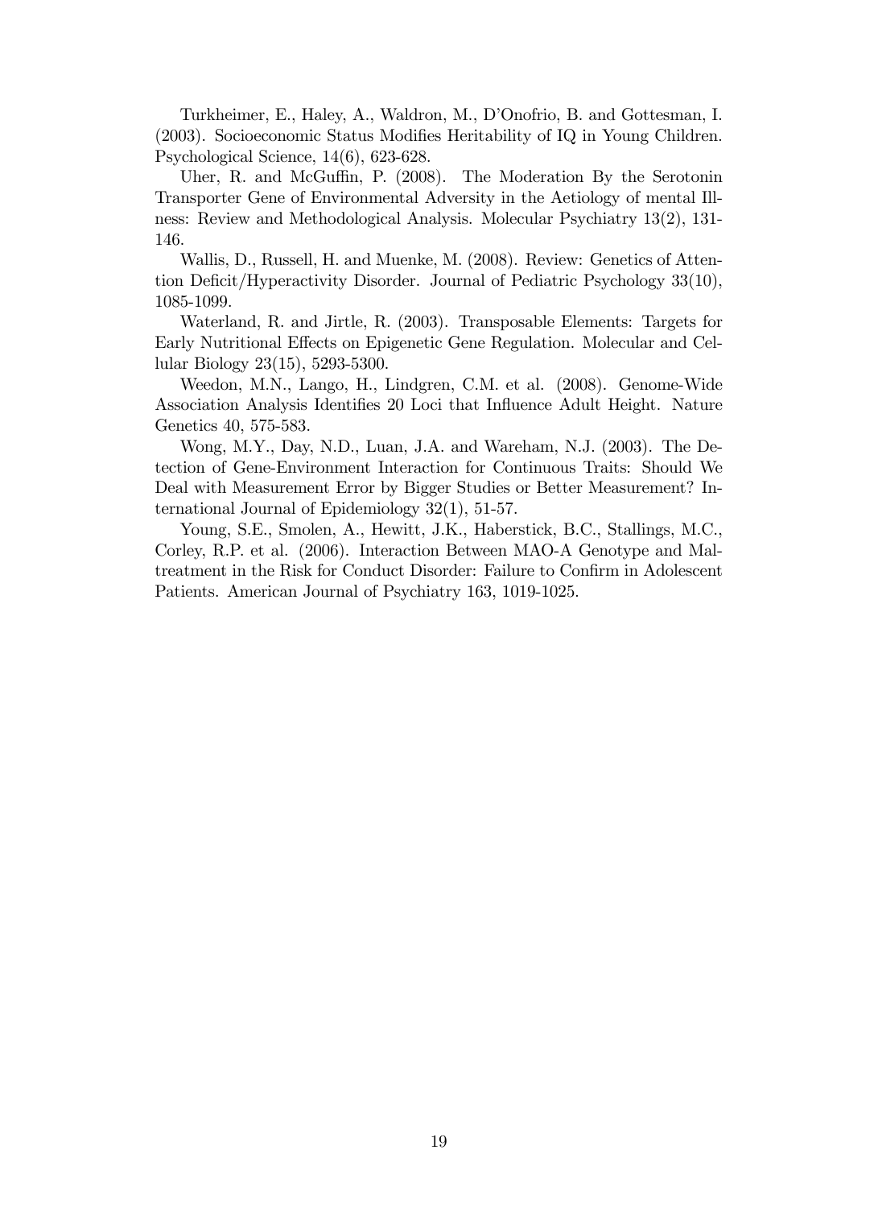Turkheimer, E., Haley, A., Waldron, M., D'Onofrio, B. and Gottesman, I. (2003). Socioeconomic Status Modifies Heritability of IQ in Young Children. Psychological Science, 14(6), 623-628.

Uher, R. and McGuffin, P. (2008). The Moderation By the Serotonin Transporter Gene of Environmental Adversity in the Aetiology of mental Illness: Review and Methodological Analysis. Molecular Psychiatry 13(2), 131-146.

Wallis, D., Russell, H. and Muenke, M. (2008). Review: Genetics of Attention Deficit/Hyperactivity Disorder. Journal of Pediatric Psychology 33(10), 1085-1099.

Waterland, R. and Jirtle, R. (2003). Transposable Elements: Targets for Early Nutritional Effects on Epigenetic Gene Regulation. Molecular and Cellular Biology 23(15), 5293-5300.

Weedon, M.N., Lango, H., Lindgren, C.M. et al. (2008). Genome-Wide Association Analysis Identifies 20 Loci that Influence Adult Height. Nature Genetics 40, 575-583.

Wong, M.Y., Day, N.D., Luan, J.A. and Wareham, N.J. (2003). The Detection of Gene-Environment Interaction for Continuous Traits: Should We Deal with Measurement Error by Bigger Studies or Better Measurement? International Journal of Epidemiology 32(1), 51-57.

Young, S.E., Smolen, A., Hewitt, J.K., Haberstick, B.C., Stallings, M.C., Corley, R.P. et al. (2006). Interaction Between MAO-A Genotype and Maltreatment in the Risk for Conduct Disorder: Failure to Confirm in Adolescent Patients. American Journal of Psychiatry 163, 1019-1025.